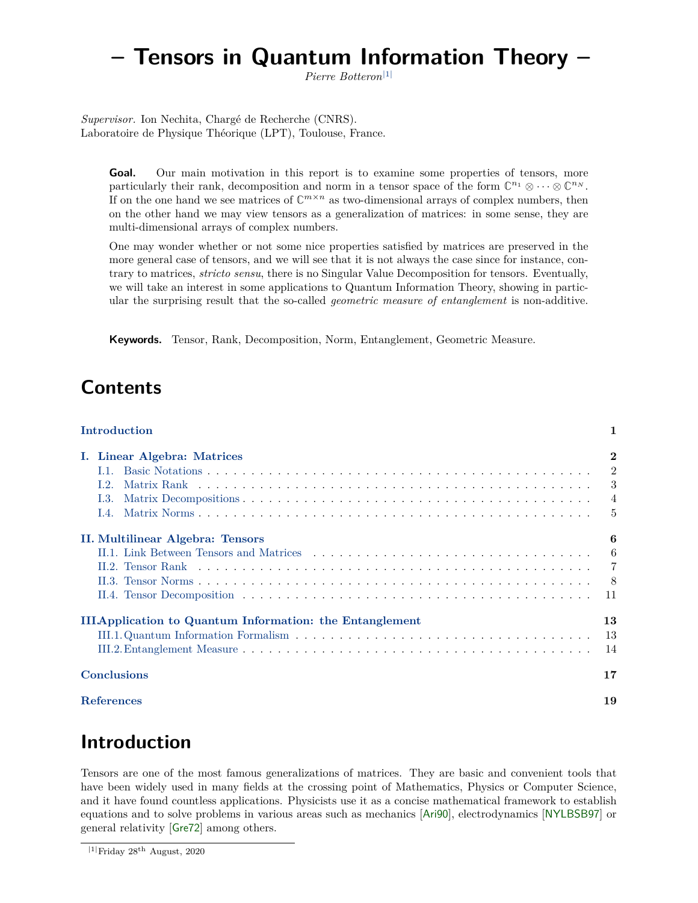# – Tensors in Quantum Information Theory –

*Pierre Botteron*[1]

*Supervisor.* Ion Nechita, Chargé de Recherche (CNRS).
Laboratoire de Physique Théorique (LPT), Toulouse, France.

**Goal.** Our main motivation in this report is to examine some properties of tensors, more particularly their rank, decomposition and norm in a tensor space of the form $\mathbb{C}^{n_1} \otimes \cdots \otimes \mathbb{C}^{n_N}$. If on the one hand we see matrices of $\mathbb{C}^{m \times n}$ as two-dimensional arrays of complex numbers, then on the other hand we may view tensors as a generalization of matrices: in some sense, they are multi-dimensional arrays of complex numbers.

One may wonder whether or not some nice properties satisfied by matrices are preserved in the more general case of tensors, and we will see that it is not always the case since for instance, contrary to matrices, *stricto sensu*, there is no Singular Value Decomposition for tensors. Eventually, we will take an interest in some applications to Quantum Information Theory, showing in particular the surprising result that the so-called *geometric measure of entanglement* is non-additive.

**Keywords.** Tensor, Rank, Decomposition, Norm, Entanglement, Geometric Measure.

## Contents

- **Introduction** — 1
- **I. Linear Algebra: Matrices** — 2
  - I.1. Basic Notations — 2
  - I.2. Matrix Rank — 3
  - I.3. Matrix Decompositions — 4
  - I.4. Matrix Norms — 5
- **II. Multilinear Algebra: Tensors** — 6
  - II.1. Link Between Tensors and Matrices — 6
  - II.2. Tensor Rank — 7
  - II.3. Tensor Norms — 8
  - II.4. Tensor Decomposition — 11
- **III. Application to Quantum Information: the Entanglement** — 13
  - III.1. Quantum Information Formalism — 13
  - III.2. Entanglement Measure — 14
- **Conclusions** — 17
- **References** — 19

## Introduction

Tensors are one of the most famous generalizations of matrices. They are basic and convenient tools that have been widely used in many fields at the crossing point of Mathematics, Physics or Computer Science, and it have found countless applications. Physicists use it as a concise mathematical framework to establish equations and to solve problems in various areas such as mechanics [Ari90], electrodynamics [NYLBSB97] or general relativity [Gre72] among others.

[1] Friday 28th August, 2020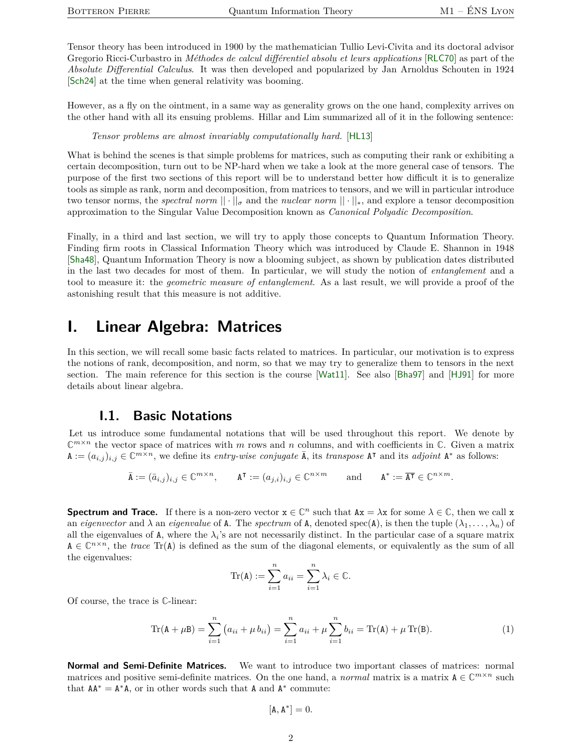Tensor theory has been introduced in 1900 by the mathematician Tullio Levi-Civita and its doctoral advisor Gregorio Ricci-Curbastro in *Méthodes de calcul différentiel absolu et leurs applications* [RLC70] as part of the *Absolute Differential Calculus*. It was then developed and popularized by Jan Arnoldus Schouten in 1924 [Sch24] at the time when general relativity was booming.

However, as a fly on the ointment, in a same way as generality grows on the one hand, complexity arrives on the other hand with all its ensuing problems. Hillar and Lim summarized all of it in the following sentence:

> *Tensor problems are almost invariably computationally hard.* [HL13]

What is behind the scenes is that simple problems for matrices, such as computing their rank or exhibiting a certain decomposition, turn out to be NP-hard when we take a look at the more general case of tensors. The purpose of the first two sections of this report will be to understand better how difficult it is to generalize tools as simple as rank, norm and decomposition, from matrices to tensors, and we will in particular introduce two tensor norms, the *spectral norm* $||\cdot||_\sigma$ and the *nuclear norm* $||\cdot||_*$, and explore a tensor decomposition approximation to the Singular Value Decomposition known as *Canonical Polyadic Decomposition*.

Finally, in a third and last section, we will try to apply those concepts to Quantum Information Theory. Finding firm roots in Classical Information Theory which was introduced by Claude E. Shannon in 1948 [Sha48], Quantum Information Theory is now a blooming subject, as shown by publication dates distributed in the last two decades for most of them. In particular, we will study the notion of *entanglement* and a tool to measure it: the *geometric measure of entanglement*. As a last result, we will provide a proof of the astonishing result that this measure is not additive.

# I. Linear Algebra: Matrices

In this section, we will recall some basic facts related to matrices. In particular, our motivation is to express the notions of rank, decomposition, and norm, so that we may try to generalize them to tensors in the next section. The main reference for this section is the course [Wat11]. See also [Bha97] and [HJ91] for more details about linear algebra.

## I.1. Basic Notations

Let us introduce some fundamental notations that will be used throughout this report. We denote by $\mathbb{C}^{m\times n}$ the vector space of matrices with $m$ rows and $n$ columns, and with coefficients in $\mathbb{C}$. Given a matrix $\mathtt{A} := (a_{i,j})_{i,j} \in \mathbb{C}^{m\times n}$, we define its *entry-wise conjugate* $\bar{\mathtt{A}}$, its *transpose* $\mathtt{A}^\intercal$ and its *adjoint* $\mathtt{A}^*$ as follows:

$$\bar{\mathtt{A}} := (\bar{a}_{i,j})_{i,j} \in \mathbb{C}^{m\times n}, \qquad \mathtt{A}^\intercal := (a_{j,i})_{i,j} \in \mathbb{C}^{n\times m} \qquad \text{and} \qquad \mathtt{A}^* := \overline{\mathtt{A}^\intercal} \in \mathbb{C}^{n\times m}.$$

**Spectrum and Trace.** If there is a non-zero vector $\mathtt{x} \in \mathbb{C}^n$ such that $\mathtt{Ax} = \lambda\mathtt{x}$ for some $\lambda \in \mathbb{C}$, then we call $\mathtt{x}$ an *eigenvector* and $\lambda$ an *eigenvalue* of $\mathtt{A}$. The *spectrum* of $\mathtt{A}$, denoted $\mathrm{spec}(\mathtt{A})$, is then the tuple $(\lambda_1, \dots, \lambda_n)$ of all the eigenvalues of $\mathtt{A}$, where the $\lambda_i$'s are not necessarily distinct. In the particular case of a square matrix $\mathtt{A} \in \mathbb{C}^{n\times n}$, the *trace* $\mathrm{Tr}(\mathtt{A})$ is defined as the sum of the diagonal elements, or equivalently as the sum of all the eigenvalues:

$$\mathrm{Tr}(\mathtt{A}) := \sum_{i=1}^{n} a_{ii} = \sum_{i=1}^{n} \lambda_i \in \mathbb{C}.$$

Of course, the trace is $\mathbb{C}$-linear:

$$\mathrm{Tr}(\mathtt{A} + \mu\mathtt{B}) = \sum_{i=1}^{n} \big(a_{ii} + \mu\, b_{ii}\big) = \sum_{i=1}^{n} a_{ii} + \mu \sum_{i=1}^{n} b_{ii} = \mathrm{Tr}(\mathtt{A}) + \mu\,\mathrm{Tr}(\mathtt{B}). \tag{1}$$

**Normal and Semi-Definite Matrices.** We want to introduce two important classes of matrices: normal matrices and positive semi-definite matrices. On the one hand, a *normal* matrix is a matrix $\mathtt{A} \in \mathbb{C}^{m\times n}$ such that $\mathtt{AA}^* = \mathtt{A}^*\mathtt{A}$, or in other words such that $\mathtt{A}$ and $\mathtt{A}^*$ commute:

$$[\mathtt{A}, \mathtt{A}^*] = 0.$$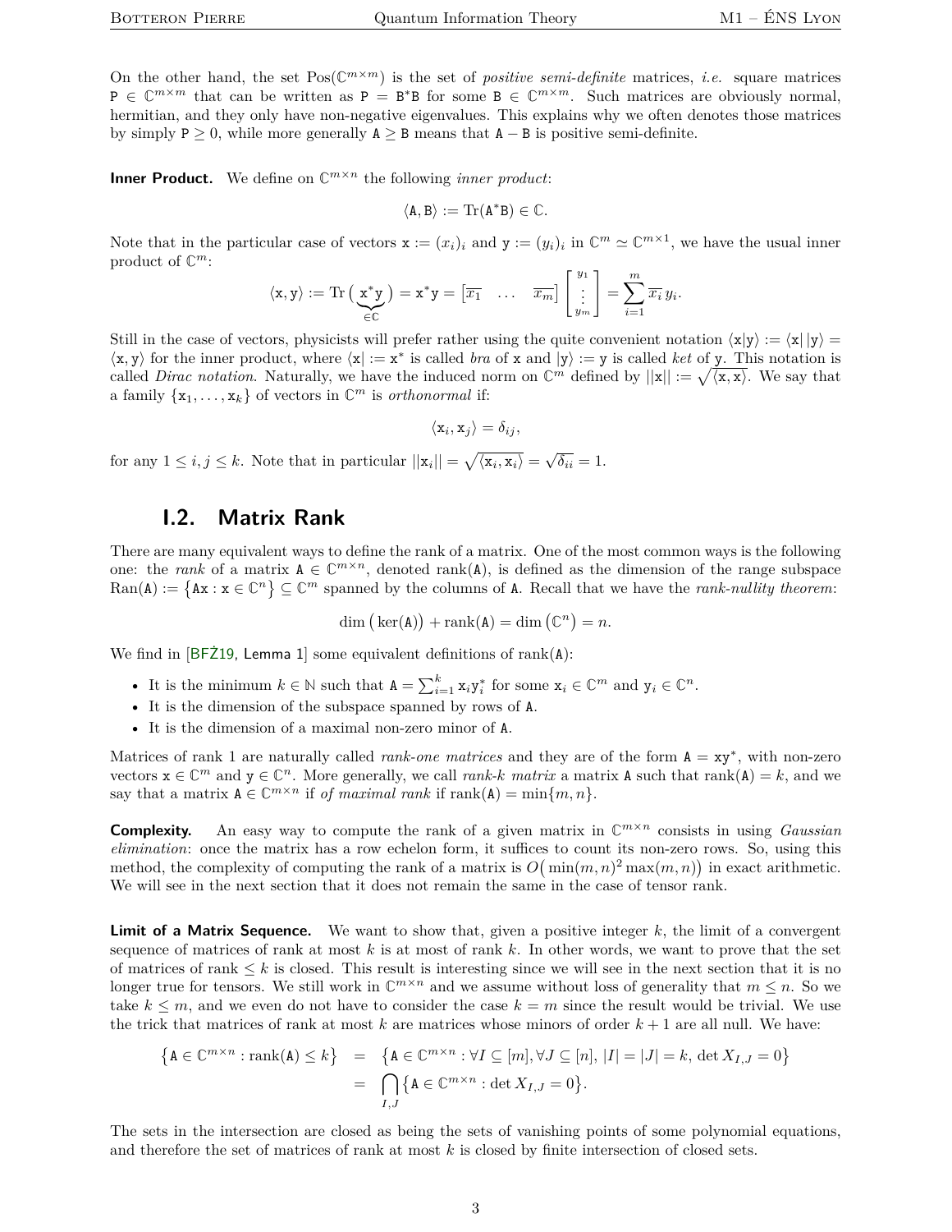On the other hand, the set $\mathrm{Pos}(\mathbb{C}^{m\times m})$ is the set of *positive semi-definite* matrices, *i.e.* square matrices $\mathtt{P} \in \mathbb{C}^{m\times m}$ that can be written as $\mathtt{P} = \mathtt{B}^*\mathtt{B}$ for some $\mathtt{B} \in \mathbb{C}^{m\times m}$. Such matrices are obviously normal, hermitian, and they only have non-negative eigenvalues. This explains why we often denotes those matrices by simply $\mathtt{P} \geq 0$, while more generally $\mathtt{A} \geq \mathtt{B}$ means that $\mathtt{A} - \mathtt{B}$ is positive semi-definite.

**Inner Product.** We define on $\mathbb{C}^{m\times n}$ the following *inner product*:

$$\langle \mathtt{A}, \mathtt{B}\rangle := \mathrm{Tr}(\mathtt{A}^*\mathtt{B}) \in \mathbb{C}.$$

Note that in the particular case of vectors $\mathtt{x} := (x_i)_i$ and $\mathtt{y} := (y_i)_i$ in $\mathbb{C}^m \simeq \mathbb{C}^{m\times 1}$, we have the usual inner product of $\mathbb{C}^m$:

$$\langle \mathtt{x}, \mathtt{y}\rangle := \mathrm{Tr}\big(\underbrace{\mathtt{x}^*\mathtt{y}}_{\in\mathbb{C}}\big) = \mathtt{x}^*\mathtt{y} = \begin{bmatrix}\overline{x_1} & \dots & \overline{x_m}\end{bmatrix}\begin{bmatrix} y_1 \\ \vdots \\ y_m\end{bmatrix} = \sum_{i=1}^m \overline{x_i}\, y_i.$$

Still in the case of vectors, physicists will prefer rather using the quite convenient notation $\langle \mathtt{x}|\mathtt{y}\rangle := \langle \mathtt{x}|\,|\mathtt{y}\rangle = \langle \mathtt{x}, \mathtt{y}\rangle$ for the inner product, where $\langle \mathtt{x}| := \mathtt{x}^*$ is called *bra* of $\mathtt{x}$ and $|\mathtt{y}\rangle := \mathtt{y}$ is called *ket* of $\mathtt{y}$. This notation is called *Dirac notation*. Naturally, we have the induced norm on $\mathbb{C}^m$ defined by $||\mathtt{x}|| := \sqrt{\langle \mathtt{x}, \mathtt{x}\rangle}$. We say that a family $\{\mathtt{x}_1, \dots, \mathtt{x}_k\}$ of vectors in $\mathbb{C}^m$ is *orthonormal* if:

$$\langle \mathtt{x}_i, \mathtt{x}_j\rangle = \delta_{ij},$$

for any $1 \leq i, j \leq k$. Note that in particular $||\mathtt{x}_i|| = \sqrt{\langle \mathtt{x}_i, \mathtt{x}_i\rangle} = \sqrt{\delta_{ii}} = 1$.

## I.2. Matrix Rank

There are many equivalent ways to define the rank of a matrix. One of the most common ways is the following one: the *rank* of a matrix $\mathtt{A} \in \mathbb{C}^{m\times n}$, denoted $\mathrm{rank}(\mathtt{A})$, is defined as the dimension of the range subspace $\mathrm{Ran}(\mathtt{A}) := \{\mathtt{A}\mathtt{x} : \mathtt{x} \in \mathbb{C}^n\} \subseteq \mathbb{C}^m$ spanned by the columns of $\mathtt{A}$. Recall that we have the *rank-nullity theorem*:

$$\dim\big(\ker(\mathtt{A})\big) + \mathrm{rank}(\mathtt{A}) = \dim\big(\mathbb{C}^n\big) = n.$$

We find in [BFŻ19, Lemma 1] some equivalent definitions of $\mathrm{rank}(\mathtt{A})$:

- It is the minimum $k \in \mathbb{N}$ such that $\mathtt{A} = \sum_{i=1}^k \mathtt{x}_i\mathtt{y}_i^*$ for some $\mathtt{x}_i \in \mathbb{C}^m$ and $\mathtt{y}_i \in \mathbb{C}^n$.
- It is the dimension of the subspace spanned by rows of $\mathtt{A}$.
- It is the dimension of a maximal non-zero minor of $\mathtt{A}$.

Matrices of rank 1 are naturally called *rank-one matrices* and they are of the form $\mathtt{A} = \mathtt{x}\mathtt{y}^*$, with non-zero vectors $\mathtt{x} \in \mathbb{C}^m$ and $\mathtt{y} \in \mathbb{C}^n$. More generally, we call *rank-k matrix* a matrix $\mathtt{A}$ such that $\mathrm{rank}(\mathtt{A}) = k$, and we say that a matrix $\mathtt{A} \in \mathbb{C}^{m\times n}$ if *of maximal rank* if $\mathrm{rank}(\mathtt{A}) = \min\{m, n\}$.

**Complexity.** An easy way to compute the rank of a given matrix in $\mathbb{C}^{m\times n}$ consists in using *Gaussian elimination*: once the matrix has a row echelon form, it suffices to count its non-zero rows. So, using this method, the complexity of computing the rank of a matrix is $O\big(\min(m,n)^2\max(m,n)\big)$ in exact arithmetic. We will see in the next section that it does not remain the same in the case of tensor rank.

**Limit of a Matrix Sequence.** We want to show that, given a positive integer $k$, the limit of a convergent sequence of matrices of rank at most $k$ is at most of rank $k$. In other words, we want to prove that the set of matrices of rank $\leq k$ is closed. This result is interesting since we will see in the next section that it is no longer true for tensors. We still work in $\mathbb{C}^{m\times n}$ and we assume without loss of generality that $m \leq n$. So we take $k \leq m$, and we even do not have to consider the case $k = m$ since the result would be trivial. We use the trick that matrices of rank at most $k$ are matrices whose minors of order $k+1$ are all null. We have:

$$\begin{aligned}\big\{\mathtt{A} \in \mathbb{C}^{m\times n} : \mathrm{rank}(\mathtt{A}) \leq k\big\} &= \big\{\mathtt{A} \in \mathbb{C}^{m\times n} : \forall I \subseteq [m], \forall J \subseteq [n],\, |I| = |J| = k,\, \det X_{I,J} = 0\big\} \\ &= \bigcap_{I,J} \big\{\mathtt{A} \in \mathbb{C}^{m\times n} : \det X_{I,J} = 0\big\}.\end{aligned}$$

The sets in the intersection are closed as being the sets of vanishing points of some polynomial equations, and therefore the set of matrices of rank at most $k$ is closed by finite intersection of closed sets.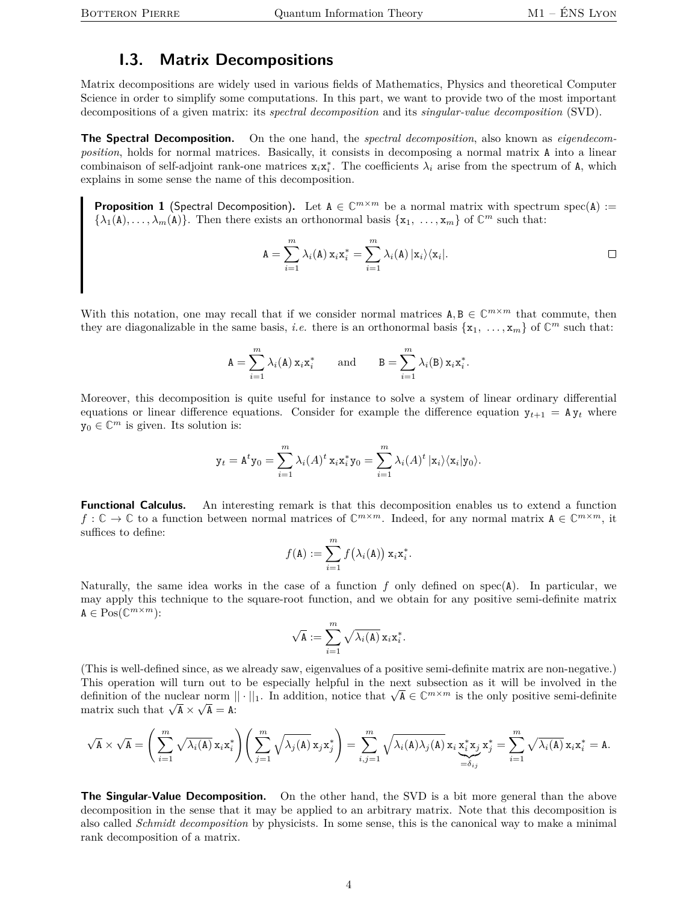## I.3. Matrix Decompositions

Matrix decompositions are widely used in various fields of Mathematics, Physics and theoretical Computer Science in order to simplify some computations. In this part, we want to provide two of the most important decompositions of a given matrix: its *spectral decomposition* and its *singular-value decomposition* (SVD).

**The Spectral Decomposition.** On the one hand, the *spectral decomposition*, also known as *eigendecomposition*, holds for normal matrices. Basically, it consists in decomposing a normal matrix $\mathtt{A}$ into a linear combinaison of self-adjoint rank-one matrices $\mathtt{x}_i\mathtt{x}_i^*$. The coefficients $\lambda_i$ arise from the spectrum of $\mathtt{A}$, which explains in some sense the name of this decomposition.

> **Proposition 1** (Spectral Decomposition). Let $\mathtt{A} \in \mathbb{C}^{m\times m}$ be a normal matrix with spectrum $\mathrm{spec}(\mathtt{A}) := \{\lambda_1(\mathtt{A}), \dots, \lambda_m(\mathtt{A})\}$. Then there exists an orthonormal basis $\{\mathtt{x}_1, \dots, \mathtt{x}_m\}$ of $\mathbb{C}^m$ such that:
>
> $$\mathtt{A} = \sum_{i=1}^m \lambda_i(\mathtt{A})\, \mathtt{x}_i\mathtt{x}_i^* = \sum_{i=1}^m \lambda_i(\mathtt{A})\, |\mathtt{x}_i\rangle\langle\mathtt{x}_i|.$$
>
> □

With this notation, one may recall that if we consider normal matrices $\mathtt{A}, \mathtt{B} \in \mathbb{C}^{m\times m}$ that commute, then they are diagonalizable in the same basis, *i.e.* there is an orthonormal basis $\{\mathtt{x}_1, \dots, \mathtt{x}_m\}$ of $\mathbb{C}^m$ such that:

$$\mathtt{A} = \sum_{i=1}^m \lambda_i(\mathtt{A})\, \mathtt{x}_i\mathtt{x}_i^* \qquad \text{and} \qquad \mathtt{B} = \sum_{i=1}^m \lambda_i(\mathtt{B})\, \mathtt{x}_i\mathtt{x}_i^*.$$

Moreover, this decomposition is quite useful for instance to solve a system of linear ordinary differential equations or linear difference equations. Consider for example the difference equation $\mathtt{y}_{t+1} = \mathtt{A}\,\mathtt{y}_t$ where $\mathtt{y}_0 \in \mathbb{C}^m$ is given. Its solution is:

$$\mathtt{y}_t = \mathtt{A}^t\mathtt{y}_0 = \sum_{i=1}^m \lambda_i(A)^t\, \mathtt{x}_i\mathtt{x}_i^*\mathtt{y}_0 = \sum_{i=1}^m \lambda_i(A)^t\, |\mathtt{x}_i\rangle\langle\mathtt{x}_i|\mathtt{y}_0\rangle.$$

**Functional Calculus.** An interesting remark is that this decomposition enables us to extend a function $f : \mathbb{C} \to \mathbb{C}$ to a function between normal matrices of $\mathbb{C}^{m\times m}$. Indeed, for any normal matrix $\mathtt{A} \in \mathbb{C}^{m\times m}$, it suffices to define:

$$f(\mathtt{A}) := \sum_{i=1}^m f\big(\lambda_i(\mathtt{A})\big)\, \mathtt{x}_i\mathtt{x}_i^*.$$

Naturally, the same idea works in the case of a function $f$ only defined on $\mathrm{spec}(\mathtt{A})$. In particular, we may apply this technique to the square-root function, and we obtain for any positive semi-definite matrix $\mathtt{A} \in \mathrm{Pos}(\mathbb{C}^{m\times m})$:

$$\sqrt{\mathtt{A}} := \sum_{i=1}^m \sqrt{\lambda_i(\mathtt{A})}\, \mathtt{x}_i\mathtt{x}_i^*.$$

(This is well-defined since, as we already saw, eigenvalues of a positive semi-definite matrix are non-negative.) This operation will turn out to be especially helpful in the next subsection as it will be involved in the definition of the nuclear norm $||\cdot||_1$. In addition, notice that $\sqrt{\mathtt{A}} \in \mathbb{C}^{m\times m}$ is the only positive semi-definite matrix such that $\sqrt{\mathtt{A}} \times \sqrt{\mathtt{A}} = \mathtt{A}$:

$$\sqrt{\mathtt{A}} \times \sqrt{\mathtt{A}} = \left(\sum_{i=1}^m \sqrt{\lambda_i(\mathtt{A})}\, \mathtt{x}_i\mathtt{x}_i^*\right)\left(\sum_{j=1}^m \sqrt{\lambda_j(\mathtt{A})}\, \mathtt{x}_j\mathtt{x}_j^*\right) = \sum_{i,j=1}^m \sqrt{\lambda_i(\mathtt{A})\lambda_j(\mathtt{A})}\, \mathtt{x}_i \underbrace{\mathtt{x}_i^*\mathtt{x}_j}_{=\delta_{ij}} \mathtt{x}_j^* = \sum_{i=1}^m \sqrt{\lambda_i(\mathtt{A})}\, \mathtt{x}_i\mathtt{x}_i^* = \mathtt{A}.$$

**The Singular-Value Decomposition.** On the other hand, the SVD is a bit more general than the above decomposition in the sense that it may be applied to an arbitrary matrix. Note that this decomposition is also called *Schmidt decomposition* by physicists. In some sense, this is the canonical way to make a minimal rank decomposition of a matrix.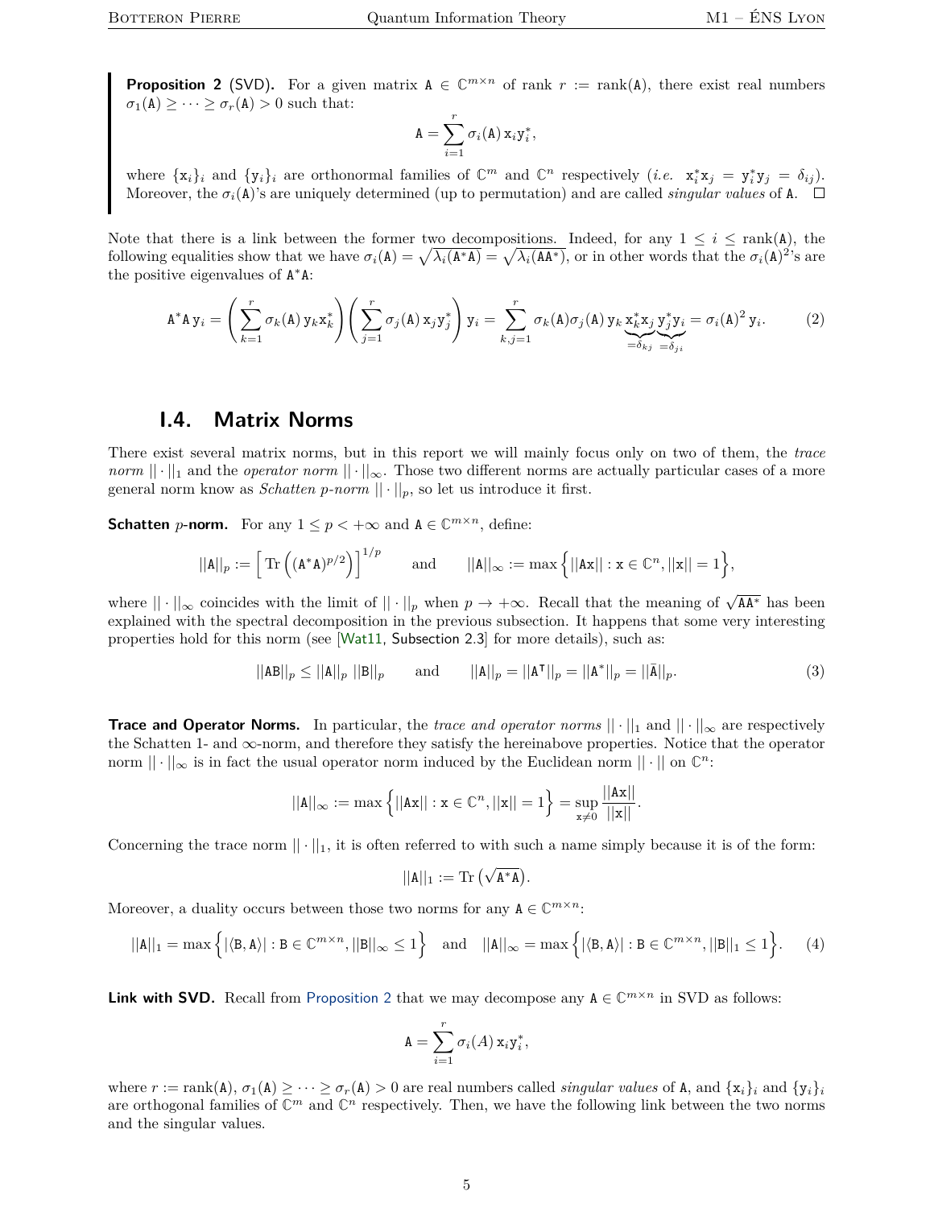**Proposition 2** (SVD)**.** For a given matrix $\mathtt{A} \in \mathbb{C}^{m\times n}$ of rank $r := \mathrm{rank}(\mathtt{A})$, there exist real numbers $\sigma_1(\mathtt{A}) \geq \cdots \geq \sigma_r(\mathtt{A}) > 0$ such that:

$$\mathtt{A} = \sum_{i=1}^{r} \sigma_i(\mathtt{A})\, \mathtt{x}_i \mathtt{y}_i^*,$$

where $\{\mathtt{x}_i\}_i$ and $\{\mathtt{y}_i\}_i$ are orthonormal families of $\mathbb{C}^m$ and $\mathbb{C}^n$ respectively (*i.e.* $\mathtt{x}_i^*\mathtt{x}_j = \mathtt{y}_i^*\mathtt{y}_j = \delta_{ij}$). Moreover, the $\sigma_i(\mathtt{A})$'s are uniquely determined (up to permutation) and are called *singular values* of $\mathtt{A}$. □

Note that there is a link between the former two decompositions. Indeed, for any $1 \leq i \leq \mathrm{rank}(\mathtt{A})$, the following equalities show that we have $\sigma_i(\mathtt{A}) = \sqrt{\lambda_i(\mathtt{A}^*\mathtt{A})} = \sqrt{\lambda_i(\mathtt{A}\mathtt{A}^*)}$, or in other words that the $\sigma_i(\mathtt{A})^2$'s are the positive eigenvalues of $\mathtt{A}^*\mathtt{A}$:

$$\mathtt{A}^*\mathtt{A}\, \mathtt{y}_i = \left(\sum_{k=1}^{r} \sigma_k(\mathtt{A})\, \mathtt{y}_k \mathtt{x}_k^*\right)\left(\sum_{j=1}^{r} \sigma_j(\mathtt{A})\, \mathtt{x}_j \mathtt{y}_j^*\right) \mathtt{y}_i = \sum_{k,j=1}^{r} \sigma_k(\mathtt{A})\sigma_j(\mathtt{A})\, \mathtt{y}_k \underbrace{\mathtt{x}_k^*\mathtt{x}_j}_{=\delta_{kj}} \underbrace{\mathtt{y}_j^*\mathtt{y}_i}_{=\delta_{ji}} = \sigma_i(\mathtt{A})^2\, \mathtt{y}_i. \tag{2}$$

## I.4. Matrix Norms

There exist several matrix norms, but in this report we will mainly focus only on two of them, the *trace norm* $||\cdot||_1$ and the *operator norm* $||\cdot||_\infty$. Those two different norms are actually particular cases of a more general norm know as *Schatten p-norm* $||\cdot||_p$, so let us introduce it first.

**Schatten $p$-norm.** For any $1 \leq p < +\infty$ and $\mathtt{A} \in \mathbb{C}^{m\times n}$, define:

$$||\mathtt{A}||_p := \Big[\,\mathrm{Tr}\left((\mathtt{A}^*\mathtt{A})^{p/2}\right)\Big]^{1/p} \qquad \text{and} \qquad ||\mathtt{A}||_\infty := \max\Big\{||\mathtt{A}\mathtt{x}|| : \mathtt{x} \in \mathbb{C}^n, ||\mathtt{x}|| = 1\Big\},$$

where $||\cdot||_\infty$ coincides with the limit of $||\cdot||_p$ when $p \to +\infty$. Recall that the meaning of $\sqrt{\mathtt{A}\mathtt{A}^*}$ has been explained with the spectral decomposition in the previous subsection. It happens that some very interesting properties hold for this norm (see [Wat11, Subsection 2.3] for more details), such as:

$$||\mathtt{A}\mathtt{B}||_p \leq ||\mathtt{A}||_p\; ||\mathtt{B}||_p \qquad \text{and} \qquad ||\mathtt{A}||_p = ||\mathtt{A}^\mathsf{T}||_p = ||\mathtt{A}^*||_p = ||\bar{\mathtt{A}}||_p. \tag{3}$$

**Trace and Operator Norms.** In particular, the *trace and operator norms* $||\cdot||_1$ and $||\cdot||_\infty$ are respectively the Schatten 1- and $\infty$-norm, and therefore they satisfy the hereinabove properties. Notice that the operator norm $||\cdot||_\infty$ is in fact the usual operator norm induced by the Euclidean norm $||\cdot||$ on $\mathbb{C}^n$:

$$||\mathtt{A}||_\infty := \max\Big\{||\mathtt{A}\mathtt{x}|| : \mathtt{x} \in \mathbb{C}^n, ||\mathtt{x}|| = 1\Big\} = \sup_{\mathtt{x}\neq 0} \frac{||\mathtt{A}\mathtt{x}||}{||\mathtt{x}||}.$$

Concerning the trace norm $||\cdot||_1$, it is often referred to with such a name simply because it is of the form:

$$||\mathtt{A}||_1 := \mathrm{Tr}\left(\sqrt{\mathtt{A}^*\mathtt{A}}\right).$$

Moreover, a duality occurs between those two norms for any $\mathtt{A} \in \mathbb{C}^{m\times n}$:

$$||\mathtt{A}||_1 = \max\Big\{|\langle \mathtt{B}, \mathtt{A}\rangle| : \mathtt{B} \in \mathbb{C}^{m\times n}, ||\mathtt{B}||_\infty \leq 1\Big\} \quad \text{and} \quad ||\mathtt{A}||_\infty = \max\Big\{|\langle \mathtt{B}, \mathtt{A}\rangle| : \mathtt{B} \in \mathbb{C}^{m\times n}, ||\mathtt{B}||_1 \leq 1\Big\}. \tag{4}$$

**Link with SVD.** Recall from Proposition 2 that we may decompose any $\mathtt{A} \in \mathbb{C}^{m\times n}$ in SVD as follows:

$$\mathtt{A} = \sum_{i=1}^{r} \sigma_i(A)\, \mathtt{x}_i \mathtt{y}_i^*,$$

where $r := \mathrm{rank}(\mathtt{A})$, $\sigma_1(\mathtt{A}) \geq \cdots \geq \sigma_r(\mathtt{A}) > 0$ are real numbers called *singular values* of $\mathtt{A}$, and $\{\mathtt{x}_i\}_i$ and $\{\mathtt{y}_i\}_i$ are orthogonal families of $\mathbb{C}^m$ and $\mathbb{C}^n$ respectively. Then, we have the following link between the two norms and the singular values.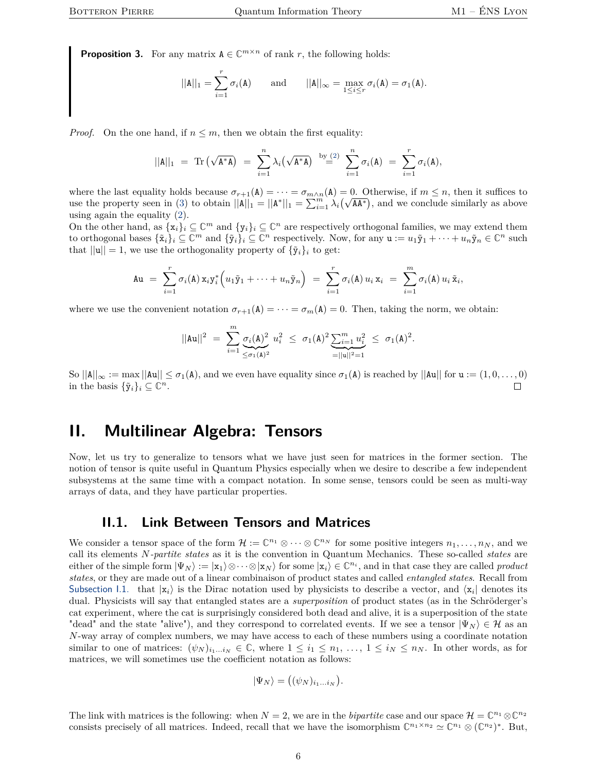**Proposition 3.** For any matrix $\mathtt{A} \in \mathbb{C}^{m\times n}$ of rank $r$, the following holds:

$$||\mathtt{A}||_1 = \sum_{i=1}^{r} \sigma_i(\mathtt{A}) \qquad \text{and} \qquad ||\mathtt{A}||_\infty = \max_{1\le i\le r} \sigma_i(\mathtt{A}) = \sigma_1(\mathtt{A}).$$

*Proof.* On the one hand, if $n \le m$, then we obtain the first equality:

$$||\mathtt{A}||_1 \;=\; \mathrm{Tr}\left(\sqrt{\mathtt{A}^*\mathtt{A}}\right) \;=\; \sum_{i=1}^{n} \lambda_i\big(\sqrt{\mathtt{A}^*\mathtt{A}}\big) \;\overset{\text{by (2)}}{=}\; \sum_{i=1}^{n} \sigma_i(\mathtt{A}) \;=\; \sum_{i=1}^{r} \sigma_i(\mathtt{A}),$$

where the last equality holds because $\sigma_{r+1}(\mathtt{A}) = \cdots = \sigma_{m\wedge n}(\mathtt{A}) = 0$. Otherwise, if $m \le n$, then it suffices to use the property seen in (3) to obtain $||\mathtt{A}||_1 = ||\mathtt{A}^*||_1 = \sum_{i=1}^{m} \lambda_i\big(\sqrt{\mathtt{A}\mathtt{A}^*}\big)$, and we conclude similarly as above using again the equality (2).
On the other hand, as $\{\mathtt{x}_i\}_i \subseteq \mathbb{C}^m$ and $\{\mathtt{y}_i\}_i \subseteq \mathbb{C}^n$ are respectively orthogonal families, we may extend them to orthogonal bases $\{\tilde{\mathtt{x}}_i\}_i \subseteq \mathbb{C}^m$ and $\{\tilde{\mathtt{y}}_i\}_i \subseteq \mathbb{C}^n$ respectively. Now, for any $\mathtt{u} := u_1\tilde{\mathtt{y}}_1 + \cdots + u_n\tilde{\mathtt{y}}_n \in \mathbb{C}^n$ such that $||\mathtt{u}|| = 1$, we use the orthogonality property of $\{\tilde{\mathtt{y}}_i\}_i$ to get:

$$\mathtt{A}\mathtt{u} \;=\; \sum_{i=1}^{r} \sigma_i(\mathtt{A})\, \mathtt{x}_i \mathtt{y}_i^* \Big(u_1\tilde{\mathtt{y}}_1 + \cdots + u_n\tilde{\mathtt{y}}_n\Big) \;=\; \sum_{i=1}^{r} \sigma_i(\mathtt{A})\, u_i\, \mathtt{x}_i \;=\; \sum_{i=1}^{m} \sigma_i(\mathtt{A})\, u_i\, \tilde{\mathtt{x}}_i,$$

where we use the convenient notation $\sigma_{r+1}(\mathtt{A}) = \cdots = \sigma_m(\mathtt{A}) = 0$. Then, taking the norm, we obtain:

$$||\mathtt{A}\mathtt{u}||^2 \;=\; \sum_{i=1}^{m} \underbrace{\sigma_i(\mathtt{A})^2}_{\le \sigma_1(\mathtt{A})^2}\; u_i^2 \;\le\; \sigma_1(\mathtt{A})^2 \underbrace{\textstyle\sum_{i=1}^{m} u_i^2}_{=||\mathtt{u}||^2=1} \;\le\; \sigma_1(\mathtt{A})^2.$$

So $||\mathtt{A}||_\infty := \max ||\mathtt{A}\mathtt{u}|| \le \sigma_1(\mathtt{A})$, and we even have equality since $\sigma_1(\mathtt{A})$ is reached by $||\mathtt{A}\mathtt{u}||$ for $\mathtt{u} := (1, 0, \ldots, 0)$ in the basis $\{\tilde{\mathtt{y}}_i\}_i \subseteq \mathbb{C}^n$. □

# II. Multilinear Algebra: Tensors

Now, let us try to generalize to tensors what we have just seen for matrices in the former section. The notion of tensor is quite useful in Quantum Physics especially when we desire to describe a few independent subsystems at the same time with a compact notation. In some sense, tensors could be seen as multi-way arrays of data, and they have particular properties.

## II.1. Link Between Tensors and Matrices

We consider a tensor space of the form $\mathcal{H} := \mathbb{C}^{n_1} \otimes \cdots \otimes \mathbb{C}^{n_N}$ for some positive integers $n_1, \ldots, n_N$, and we call its elements *N-partite states* as it is the convention in Quantum Mechanics. These so-called *states* are either of the simple form $|\Psi_N\rangle := |\mathtt{x}_1\rangle \otimes \cdots \otimes |\mathtt{x}_N\rangle$ for some $|\mathtt{x}_i\rangle \in \mathbb{C}^{n_i}$, and in that case they are called *product states*, or they are made out of a linear combinaison of product states and called *entangled states*. Recall from Subsection I.1. that $|\mathtt{x}_i\rangle$ is the Dirac notation used by physicists to describe a vector, and $\langle \mathtt{x}_i|$ denotes its dual. Physicists will say that entangled states are a *superposition* of product states (as in the Schröderger's cat experiment, where the cat is surprisingly considered both dead and alive, it is a superposition of the state "dead" and the state "alive"), and they correspond to correlated events. If we see a tensor $|\Psi_N\rangle \in \mathcal{H}$ as an $N$-way array of complex numbers, we may have access to each of these numbers using a coordinate notation similar to one of matrices: $(\psi_N)_{i_1\ldots i_N} \in \mathbb{C}$, where $1 \le i_1 \le n_1, \ldots, 1 \le i_N \le n_N$. In other words, as for matrices, we will sometimes use the coefficient notation as follows:

$$|\Psi_N\rangle = \big((\psi_N)_{i_1\ldots i_N}\big).$$

The link with matrices is the following: when $N = 2$, we are in the *bipartite* case and our space $\mathcal{H} = \mathbb{C}^{n_1} \otimes \mathbb{C}^{n_2}$ consists precisely of all matrices. Indeed, recall that we have the isomorphism $\mathbb{C}^{n_1\times n_2} \simeq \mathbb{C}^{n_1} \otimes (\mathbb{C}^{n_2})^*$. But,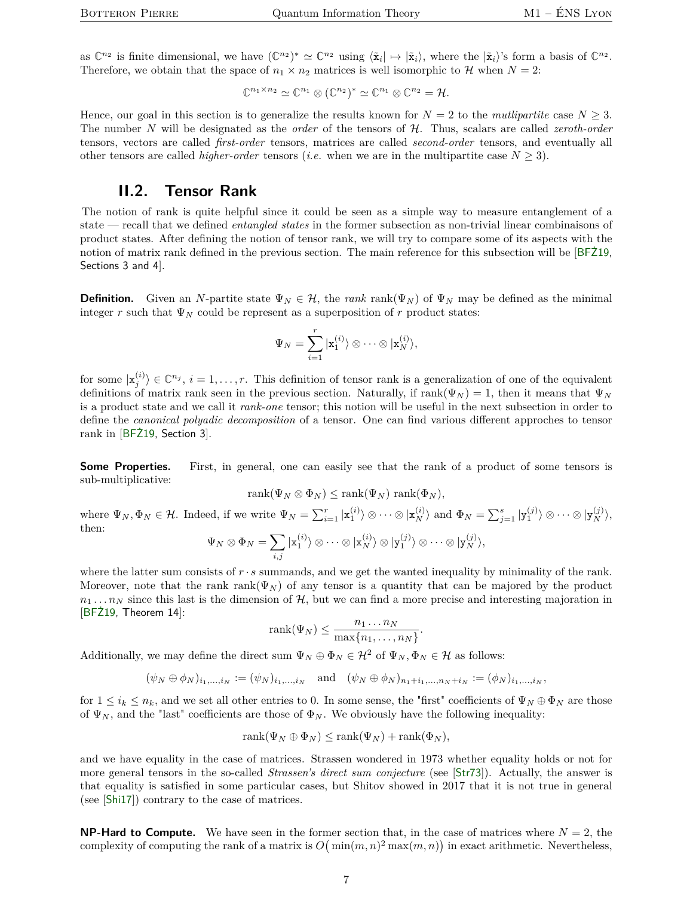as $\mathbb{C}^{n_2}$ is finite dimensional, we have $(\mathbb{C}^{n_2})^* \simeq \mathbb{C}^{n_2}$ using $\langle \tilde{\mathrm{x}}_i | \mapsto |\tilde{\mathrm{x}}_i\rangle$, where the $|\tilde{\mathrm{x}}_i\rangle$'s form a basis of $\mathbb{C}^{n_2}$. Therefore, we obtain that the space of $n_1 \times n_2$ matrices is well isomorphic to $\mathcal{H}$ when $N = 2$:

$$\mathbb{C}^{n_1 \times n_2} \simeq \mathbb{C}^{n_1} \otimes (\mathbb{C}^{n_2})^* \simeq \mathbb{C}^{n_1} \otimes \mathbb{C}^{n_2} = \mathcal{H}.$$

Hence, our goal in this section is to generalize the results known for $N = 2$ to the *mutlipartite* case $N \geq 3$. The number $N$ will be designated as the *order* of the tensors of $\mathcal{H}$. Thus, scalars are called *zeroth-order* tensors, vectors are called *first-order* tensors, matrices are called *second-order* tensors, and eventually all other tensors are called *higher-order* tensors (*i.e.* when we are in the multipartite case $N \geq 3$).

## II.2. Tensor Rank

The notion of rank is quite helpful since it could be seen as a simple way to measure entanglement of a state — recall that we defined *entangled states* in the former subsection as non-trivial linear combinaisons of product states. After defining the notion of tensor rank, we will try to compare some of its aspects with the notion of matrix rank defined in the previous section. The main reference for this subsection will be [BFŻ19, Sections 3 and 4].

**Definition.** Given an $N$-partite state $\Psi_N \in \mathcal{H}$, the *rank* $\mathrm{rank}(\Psi_N)$ of $\Psi_N$ may be defined as the minimal integer $r$ such that $\Psi_N$ could be represent as a superposition of $r$ product states:

$$\Psi_N = \sum_{i=1}^{r} |\mathrm{x}_1^{(i)}\rangle \otimes \cdots \otimes |\mathrm{x}_N^{(i)}\rangle,$$

for some $|\mathrm{x}_j^{(i)}\rangle \in \mathbb{C}^{n_j}$, $i = 1, \ldots, r$. This definition of tensor rank is a generalization of one of the equivalent definitions of matrix rank seen in the previous section. Naturally, if $\mathrm{rank}(\Psi_N) = 1$, then it means that $\Psi_N$ is a product state and we call it *rank-one* tensor; this notion will be useful in the next subsection in order to define the *canonical polyadic decomposition* of a tensor. One can find various different approches to tensor rank in [BFŻ19, Section 3].

**Some Properties.** First, in general, one can easily see that the rank of a product of some tensors is sub-multiplicative:

$$\mathrm{rank}(\Psi_N \otimes \Phi_N) \leq \mathrm{rank}(\Psi_N)\,\mathrm{rank}(\Phi_N),$$

where $\Psi_N, \Phi_N \in \mathcal{H}$. Indeed, if we write $\Psi_N = \sum_{i=1}^{r} |\mathrm{x}_1^{(i)}\rangle \otimes \cdots \otimes |\mathrm{x}_N^{(i)}\rangle$ and $\Phi_N = \sum_{j=1}^{s} |\mathrm{y}_1^{(j)}\rangle \otimes \cdots \otimes |\mathrm{y}_N^{(j)}\rangle$, then:

$$\Psi_N \otimes \Phi_N = \sum_{i,j} |\mathrm{x}_1^{(i)}\rangle \otimes \cdots \otimes |\mathrm{x}_N^{(i)}\rangle \otimes |\mathrm{y}_1^{(j)}\rangle \otimes \cdots \otimes |\mathrm{y}_N^{(j)}\rangle,$$

where the latter sum consists of $r \cdot s$ summands, and we get the wanted inequality by minimality of the rank. Moreover, note that the rank $\mathrm{rank}(\Psi_N)$ of any tensor is a quantity that can be majored by the product $n_1 \ldots n_N$ since this last is the dimension of $\mathcal{H}$, but we can find a more precise and interesting majoration in [BFŻ19, Theorem 14]:

$$\mathrm{rank}(\Psi_N) \leq \frac{n_1 \ldots n_N}{\max\{n_1, \ldots, n_N\}}.$$

Additionally, we may define the direct sum $\Psi_N \oplus \Phi_N \in \mathcal{H}^2$ of $\Psi_N, \Phi_N \in \mathcal{H}$ as follows:

$$(\psi_N \oplus \phi_N)_{i_1,\ldots,i_N} := (\psi_N)_{i_1,\ldots,i_N} \quad \text{and} \quad (\psi_N \oplus \phi_N)_{n_1+i_1,\ldots,n_N+i_N} := (\phi_N)_{i_1,\ldots,i_N},$$

for $1 \leq i_k \leq n_k$, and we set all other entries to 0. In some sense, the "first" coefficients of $\Psi_N \oplus \Phi_N$ are those of $\Psi_N$, and the "last" coefficients are those of $\Phi_N$. We obviously have the following inequality:

$$\mathrm{rank}(\Psi_N \oplus \Phi_N) \leq \mathrm{rank}(\Psi_N) + \mathrm{rank}(\Phi_N),$$

and we have equality in the case of matrices. Strassen wondered in 1973 whether equality holds or not for more general tensors in the so-called *Strassen's direct sum conjecture* (see [Str73]). Actually, the answer is that equality is satisfied in some particular cases, but Shitov showed in 2017 that it is not true in general (see [Shi17]) contrary to the case of matrices.

**NP-Hard to Compute.** We have seen in the former section that, in the case of matrices where $N = 2$, the complexity of computing the rank of a matrix is $O\big(\min(m,n)^2 \max(m,n)\big)$ in exact arithmetic. Nevertheless,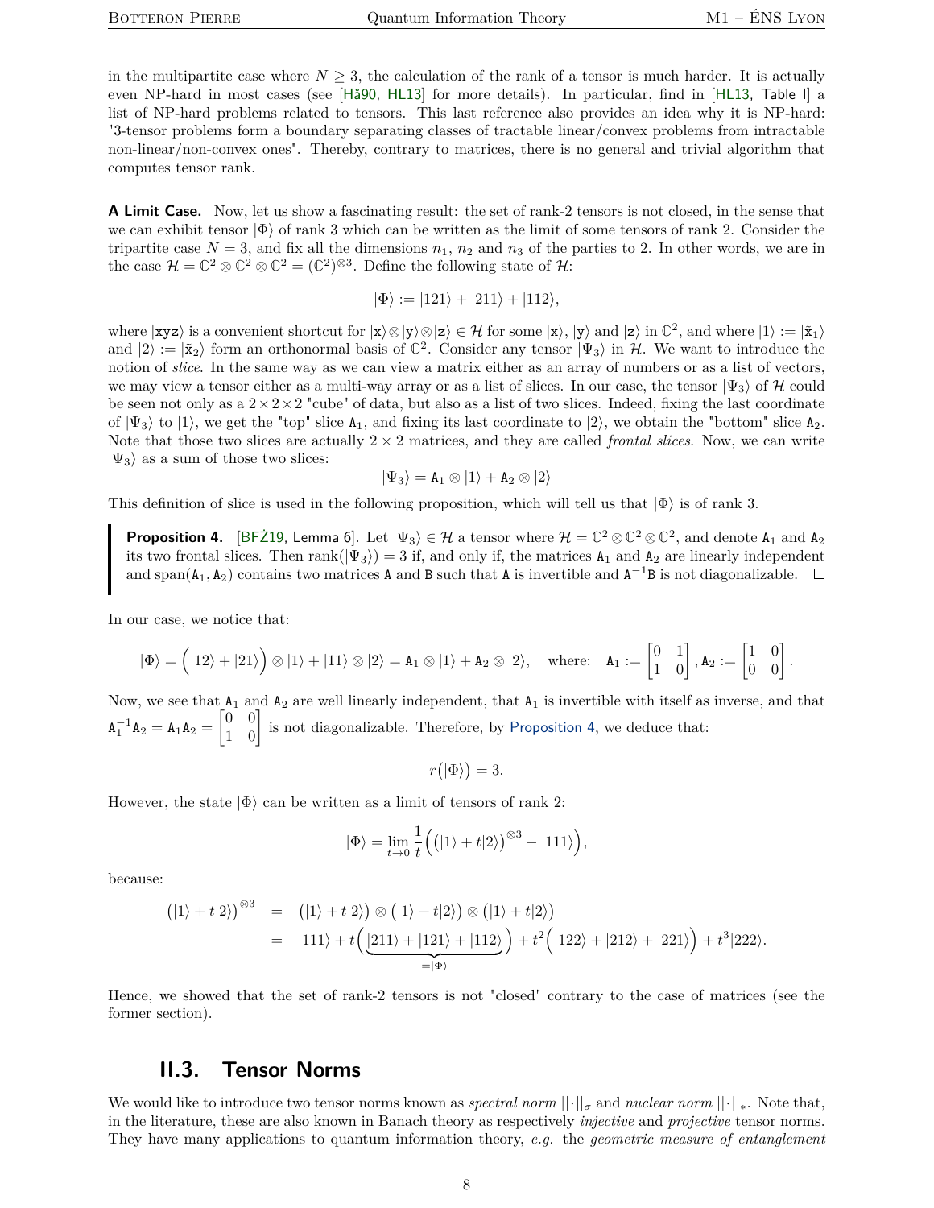in the multipartite case where $N \geq 3$, the calculation of the rank of a tensor is much harder. It is actually even NP-hard in most cases (see [Hå90, HL13] for more details). In particular, find in [HL13, Table I] a list of NP-hard problems related to tensors. This last reference also provides an idea why it is NP-hard: "3-tensor problems form a boundary separating classes of tractable linear/convex problems from intractable non-linear/non-convex ones". Thereby, contrary to matrices, there is no general and trivial algorithm that computes tensor rank.

**A Limit Case.** Now, let us show a fascinating result: the set of rank-2 tensors is not closed, in the sense that we can exhibit tensor $|\Phi\rangle$ of rank 3 which can be written as the limit of some tensors of rank 2. Consider the tripartite case $N = 3$, and fix all the dimensions $n_1$, $n_2$ and $n_3$ of the parties to 2. In other words, we are in the case $\mathcal{H} = \mathbb{C}^2 \otimes \mathbb{C}^2 \otimes \mathbb{C}^2 = (\mathbb{C}^2)^{\otimes 3}$. Define the following state of $\mathcal{H}$:

$$|\Phi\rangle := |121\rangle + |211\rangle + |112\rangle,$$

where $|\mathtt{xyz}\rangle$ is a convenient shortcut for $|\mathtt{x}\rangle\otimes|\mathtt{y}\rangle\otimes|\mathtt{z}\rangle \in \mathcal{H}$ for some $|\mathtt{x}\rangle$, $|\mathtt{y}\rangle$ and $|\mathtt{z}\rangle$ in $\mathbb{C}^2$, and where $|1\rangle := |\tilde{\mathtt{x}}_1\rangle$ and $|2\rangle := |\tilde{\mathtt{x}}_2\rangle$ form an orthonormal basis of $\mathbb{C}^2$. Consider any tensor $|\Psi_3\rangle$ in $\mathcal{H}$. We want to introduce the notion of *slice*. In the same way as we can view a matrix either as an array of numbers or as a list of vectors, we may view a tensor either as a multi-way array or as a list of slices. In our case, the tensor $|\Psi_3\rangle$ of $\mathcal{H}$ could be seen not only as a $2\times2\times2$ "cube" of data, but also as a list of two slices. Indeed, fixing the last coordinate of $|\Psi_3\rangle$ to $|1\rangle$, we get the "top" slice $\mathtt{A}_1$, and fixing its last coordinate to $|2\rangle$, we obtain the "bottom" slice $\mathtt{A}_2$. Note that those two slices are actually $2\times 2$ matrices, and they are called *frontal slices*. Now, we can write $|\Psi_3\rangle$ as a sum of those two slices:

$$|\Psi_3\rangle = \mathtt{A}_1 \otimes |1\rangle + \mathtt{A}_2 \otimes |2\rangle$$

This definition of slice is used in the following proposition, which will tell us that $|\Phi\rangle$ is of rank 3.

> **Proposition 4.** [BFŻ19, Lemma 6]. Let $|\Psi_3\rangle \in \mathcal{H}$ a tensor where $\mathcal{H} = \mathbb{C}^2\otimes\mathbb{C}^2\otimes\mathbb{C}^2$, and denote $\mathtt{A}_1$ and $\mathtt{A}_2$ its two frontal slices. Then $\operatorname{rank}(|\Psi_3\rangle) = 3$ if, and only if, the matrices $\mathtt{A}_1$ and $\mathtt{A}_2$ are linearly independent and $\operatorname{span}(\mathtt{A}_1, \mathtt{A}_2)$ contains two matrices $\mathtt{A}$ and $\mathtt{B}$ such that $\mathtt{A}$ is invertible and $\mathtt{A}^{-1}\mathtt{B}$ is not diagonalizable. □

In our case, we notice that:

$$|\Phi\rangle = \Big(|12\rangle + |21\rangle\Big)\otimes|1\rangle + |11\rangle\otimes|2\rangle = \mathtt{A}_1\otimes|1\rangle + \mathtt{A}_2\otimes|2\rangle, \quad \text{where:} \quad \mathtt{A}_1 := \begin{bmatrix} 0 & 1 \\ 1 & 0 \end{bmatrix}, \mathtt{A}_2 := \begin{bmatrix} 1 & 0 \\ 0 & 0 \end{bmatrix}.$$

Now, we see that $\mathtt{A}_1$ and $\mathtt{A}_2$ are well linearly independent, that $\mathtt{A}_1$ is invertible with itself as inverse, and that $\mathtt{A}_1^{-1}\mathtt{A}_2 = \mathtt{A}_1\mathtt{A}_2 = \begin{bmatrix} 0 & 0 \\ 1 & 0 \end{bmatrix}$ is not diagonalizable. Therefore, by Proposition 4, we deduce that:

$$r\big(|\Phi\rangle\big) = 3.$$

However, the state $|\Phi\rangle$ can be written as a limit of tensors of rank 2:

$$|\Phi\rangle = \lim_{t\to 0}\frac{1}{t}\Big(\big(|1\rangle + t|2\rangle\big)^{\otimes 3} - |111\rangle\Big),$$

because:

$$\begin{aligned}
\big(|1\rangle + t|2\rangle\big)^{\otimes 3} &= \big(|1\rangle + t|2\rangle\big)\otimes\big(|1\rangle + t|2\rangle\big)\otimes\big(|1\rangle + t|2\rangle\big) \\
&= |111\rangle + t\Big(\underbrace{|211\rangle + |121\rangle + |112\rangle}_{=|\Phi\rangle}\Big) + t^2\Big(|122\rangle + |212\rangle + |221\rangle\Big) + t^3|222\rangle.
\end{aligned}$$

Hence, we showed that the set of rank-2 tensors is not "closed" contrary to the case of matrices (see the former section).

## II.3. Tensor Norms

We would like to introduce two tensor norms known as *spectral norm* $||\cdot||_\sigma$ and *nuclear norm* $||\cdot||_*$. Note that, in the literature, these are also known in Banach theory as respectively *injective* and *projective* tensor norms. They have many applications to quantum information theory, *e.g.* the *geometric measure of entanglement*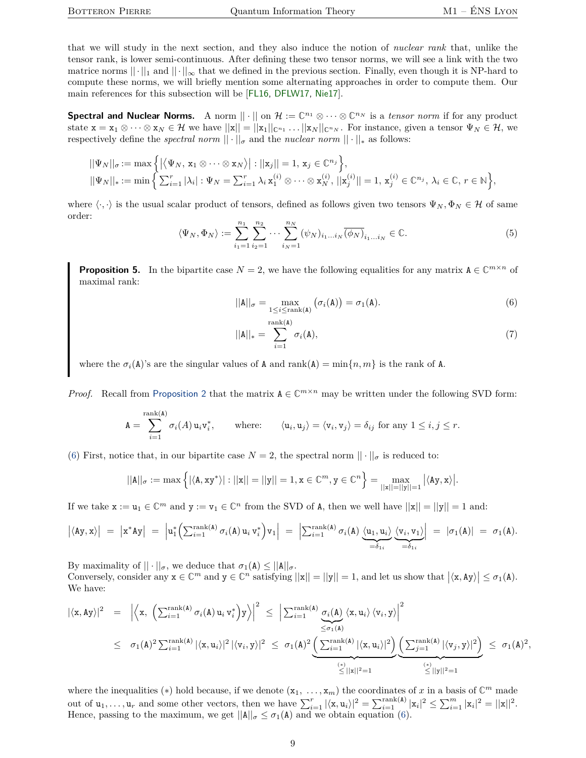that we will study in the next section, and they also induce the notion of *nuclear rank* that, unlike the tensor rank, is lower semi-continuous. After defining these two tensor norms, we will see a link with the two matrice norms $||\cdot||_1$ and $||\cdot||_\infty$ that we defined in the previous section. Finally, even though it is NP-hard to compute these norms, we will briefly mention some alternating approaches in order to compute them. Our main references for this subsection will be [FL16, DFLW17, Nie17].

**Spectral and Nuclear Norms.** A norm $||\cdot||$ on $\mathcal{H} := \mathbb{C}^{n_1} \otimes \cdots \otimes \mathbb{C}^{n_N}$ is a *tensor norm* if for any product state $\mathtt{x} = \mathtt{x}_1 \otimes \cdots \otimes \mathtt{x}_N \in \mathcal{H}$ we have $||\mathtt{x}|| = ||\mathtt{x}_1||_{\mathbb{C}^{n_1}} \dots ||\mathtt{x}_N||_{\mathbb{C}^{n_N}}$. For instance, given a tensor $\Psi_N \in \mathcal{H}$, we respectively define the *spectral norm* $||\cdot||_\sigma$ and the *nuclear norm* $||\cdot||_*$ as follows:

$$
\begin{aligned}
||\Psi_N||_\sigma &:= \max\Big\{ \big|\big\langle \Psi_N,\, \mathtt{x}_1 \otimes \cdots \otimes \mathtt{x}_N \big\rangle\big| : ||\mathtt{x}_j|| = 1,\, \mathtt{x}_j \in \mathbb{C}^{n_j} \Big\},\\
||\Psi_N||_* &:= \min\Big\{ \textstyle\sum_{i=1}^r |\lambda_i| : \Psi_N = \sum_{i=1}^r \lambda_i\, \mathtt{x}_1^{(i)} \otimes \cdots \otimes \mathtt{x}_N^{(i)},\, ||\mathtt{x}_j^{(i)}|| = 1,\, \mathtt{x}_j^{(i)} \in \mathbb{C}^{n_j},\, \lambda_i \in \mathbb{C},\, r \in \mathbb{N} \Big\},
\end{aligned}
$$

where $\langle \cdot, \cdot \rangle$ is the usual scalar product of tensors, defined as follows given two tensors $\Psi_N, \Phi_N \in \mathcal{H}$ of same order:

$$
\langle \Psi_N, \Phi_N \rangle := \sum_{i_1=1}^{n_1} \sum_{i_2=1}^{n_2} \cdots \sum_{i_N=1}^{n_N} (\psi_N)_{i_1 \dots i_N} \overline{(\phi_N)}_{i_1 \dots i_N} \in \mathbb{C}. \tag{5}
$$

> **Proposition 5.** In the bipartite case $N = 2$, we have the following equalities for any matrix $\mathtt{A} \in \mathbb{C}^{m \times n}$ of maximal rank:
>
> $$ ||\mathtt{A}||_\sigma = \max_{1 \le i \le \mathrm{rank}(\mathtt{A})} \big(\sigma_i(\mathtt{A})\big) = \sigma_1(\mathtt{A}). \tag{6} $$
>
> $$ ||\mathtt{A}||_* = \sum_{i=1}^{\mathrm{rank}(\mathtt{A})} \sigma_i(\mathtt{A}), \tag{7} $$
>
> where the $\sigma_i(\mathtt{A})$'s are the singular values of $\mathtt{A}$ and $\mathrm{rank}(\mathtt{A}) = \min\{n, m\}$ is the rank of $\mathtt{A}$.

*Proof.* Recall from Proposition 2 that the matrix $\mathtt{A} \in \mathbb{C}^{m \times n}$ may be written under the following SVD form:

$$
\mathtt{A} = \sum_{i=1}^{\mathrm{rank}(\mathtt{A})} \sigma_i(A)\, \mathtt{u}_i \mathtt{v}_i^*, \qquad \text{where:} \qquad \langle \mathtt{u}_i, \mathtt{u}_j \rangle = \langle \mathtt{v}_i, \mathtt{v}_j \rangle = \delta_{ij} \text{ for any } 1 \le i, j \le r.
$$

(6) First, notice that, in our bipartite case $N = 2$, the spectral norm $||\cdot||_\sigma$ is reduced to:

$$
||\mathtt{A}||_\sigma := \max\Big\{ |\langle \mathtt{A}, \mathtt{x}\mathtt{y}^* \rangle| : ||\mathtt{x}|| = ||\mathtt{y}|| = 1, \mathtt{x} \in \mathbb{C}^m, \mathtt{y} \in \mathbb{C}^n \Big\} = \max_{||\mathtt{x}|| = ||\mathtt{y}|| = 1} \big|\langle \mathtt{A}\mathtt{y}, \mathtt{x} \rangle\big|.
$$

If we take $\mathtt{x} := \mathtt{u}_1 \in \mathbb{C}^m$ and $\mathtt{y} := \mathtt{v}_1 \in \mathbb{C}^n$ from the SVD of $\mathtt{A}$, then we well have $||\mathtt{x}|| = ||\mathtt{y}|| = 1$ and:

$$
\big|\langle \mathtt{A}\mathtt{y}, \mathtt{x} \rangle\big| \;=\; \big|\mathtt{x}^* \mathtt{A} \mathtt{y}\big| \;=\; \Big|\mathtt{u}_1^* \Big( \textstyle\sum_{i=1}^{\mathrm{rank}(\mathtt{A})} \sigma_i(\mathtt{A})\, \mathtt{u}_i\, \mathtt{v}_i^* \Big) \mathtt{v}_1 \Big| \;=\; \Big| \textstyle\sum_{i=1}^{\mathrm{rank}(\mathtt{A})} \sigma_i(\mathtt{A}) \underbrace{\langle \mathtt{u}_1, \mathtt{u}_i \rangle}_{=\delta_{1i}} \underbrace{\langle \mathtt{v}_i, \mathtt{v}_1 \rangle}_{=\delta_{1i}} \Big| \;=\; |\sigma_1(\mathtt{A})| \;=\; \sigma_1(\mathtt{A}).
$$

By maximality of $||\cdot||_\sigma$, we deduce that $\sigma_1(\mathtt{A}) \le ||\mathtt{A}||_\sigma$.
Conversely, consider any $\mathtt{x} \in \mathbb{C}^m$ and $\mathtt{y} \in \mathbb{C}^n$ satisfying $||\mathtt{x}|| = ||\mathtt{y}|| = 1$, and let us show that $\big|\langle \mathtt{x}, \mathtt{A}\mathtt{y} \rangle\big| \le \sigma_1(\mathtt{A})$. We have:

$$
\begin{aligned}
|\langle \mathtt{x}, \mathtt{A}\mathtt{y} \rangle|^2 \;&=\; \Big| \Big\langle \mathtt{x},\, \Big( \textstyle\sum_{i=1}^{\mathrm{rank}(\mathtt{A})} \sigma_i(\mathtt{A})\, \mathtt{u}_i\, \mathtt{v}_i^* \Big) \mathtt{y} \Big\rangle \Big|^2 \;\le\; \Big| \textstyle\sum_{i=1}^{\mathrm{rank}(\mathtt{A})} \underbrace{\sigma_i(\mathtt{A})}_{\le \sigma_1(\mathtt{A})} \langle \mathtt{x}, \mathtt{u}_i \rangle \langle \mathtt{v}_i, \mathtt{y} \rangle \Big|^2 \\
&\le\; \sigma_1(\mathtt{A})^2 \textstyle\sum_{i=1}^{\mathrm{rank}(\mathtt{A})} |\langle \mathtt{x}, \mathtt{u}_i \rangle|^2 |\langle \mathtt{v}_i, \mathtt{y} \rangle|^2 \;\le\; \sigma_1(\mathtt{A})^2 \underbrace{\Big( \textstyle\sum_{i=1}^{\mathrm{rank}(\mathtt{A})} |\langle \mathtt{x}, \mathtt{u}_i \rangle|^2 \Big)}_{\overset{(*)}{\le} ||\mathtt{x}||^2 = 1} \underbrace{\Big( \textstyle\sum_{j=1}^{\mathrm{rank}(\mathtt{A})} |\langle \mathtt{v}_j, \mathtt{y} \rangle|^2 \Big)}_{\overset{(*)}{\le} ||\mathtt{y}||^2 = 1} \;\le\; \sigma_1(\mathtt{A})^2,
\end{aligned}
$$

where the inequalities $(*)$ hold because, if we denote $(\mathtt{x}_1, \dots, \mathtt{x}_m)$ the coordinates of $x$ in a basis of $\mathbb{C}^m$ made out of $\mathtt{u}_1, \dots, \mathtt{u}_r$ and some other vectors, then we have $\sum_{i=1}^r |\langle \mathtt{x}, \mathtt{u}_i \rangle|^2 = \sum_{i=1}^{\mathrm{rank}(\mathtt{A})} |\mathtt{x}_i|^2 \le \sum_{i=1}^m |\mathtt{x}_i|^2 = ||\mathtt{x}||^2$. Hence, passing to the maximum, we get $||\mathtt{A}||_\sigma \le \sigma_1(\mathtt{A})$ and we obtain equation (6).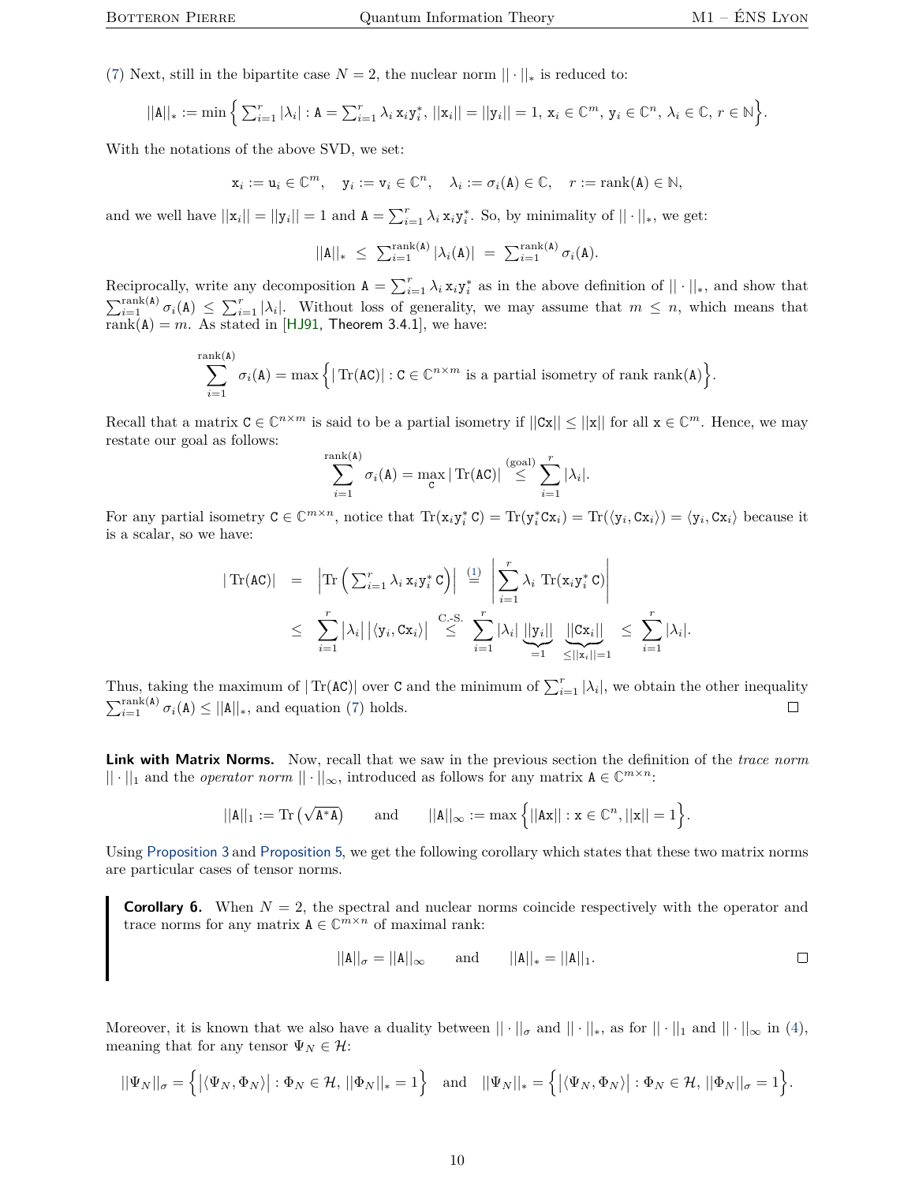(7) Next, still in the bipartite case $N = 2$, the nuclear norm $||\cdot||_*$ is reduced to:

$$||\mathtt{A}||_* := \min\Big\{ \textstyle\sum_{i=1}^r |\lambda_i| : \mathtt{A} = \sum_{i=1}^r \lambda_i \, \mathtt{x}_i \mathtt{y}_i^*, \; ||\mathtt{x}_i|| = ||\mathtt{y}_i|| = 1, \; \mathtt{x}_i \in \mathbb{C}^m, \; \mathtt{y}_i \in \mathbb{C}^n, \; \lambda_i \in \mathbb{C}, \; r \in \mathbb{N} \Big\}.$$

With the notations of the above SVD, we set:

$$\mathtt{x}_i := \mathtt{u}_i \in \mathbb{C}^m, \quad \mathtt{y}_i := \mathtt{v}_i \in \mathbb{C}^n, \quad \lambda_i := \sigma_i(\mathtt{A}) \in \mathbb{C}, \quad r := \operatorname{rank}(\mathtt{A}) \in \mathbb{N},$$

and we well have $||\mathtt{x}_i|| = ||\mathtt{y}_i|| = 1$ and $\mathtt{A} = \sum_{i=1}^r \lambda_i \, \mathtt{x}_i \mathtt{y}_i^*$. So, by minimality of $||\cdot||_*$, we get:

$$||\mathtt{A}||_* \;\leq\; \textstyle\sum_{i=1}^{\operatorname{rank}(\mathtt{A})} |\lambda_i(\mathtt{A})| \;=\; \sum_{i=1}^{\operatorname{rank}(\mathtt{A})} \sigma_i(\mathtt{A}).$$

Reciprocally, write any decomposition $\mathtt{A} = \sum_{i=1}^r \lambda_i \, \mathtt{x}_i \mathtt{y}_i^*$ as in the above definition of $||\cdot||_*$, and show that $\sum_{i=1}^{\operatorname{rank}(\mathtt{A})} \sigma_i(\mathtt{A}) \leq \sum_{i=1}^r |\lambda_i|$. Without loss of generality, we may assume that $m \leq n$, which means that $\operatorname{rank}(\mathtt{A}) = m$. As stated in [HJ91, Theorem 3.4.1], we have:

$$\sum_{i=1}^{\operatorname{rank}(\mathtt{A})} \sigma_i(\mathtt{A}) = \max\Big\{ |\operatorname{Tr}(\mathtt{AC})| : \mathtt{C} \in \mathbb{C}^{n \times m} \text{ is a partial isometry of rank } \operatorname{rank}(\mathtt{A}) \Big\}.$$

Recall that a matrix $\mathtt{C} \in \mathbb{C}^{n \times m}$ is said to be a partial isometry if $||\mathtt{Cx}|| \leq ||\mathtt{x}||$ for all $\mathtt{x} \in \mathbb{C}^m$. Hence, we may restate our goal as follows:

$$\sum_{i=1}^{\operatorname{rank}(\mathtt{A})} \sigma_i(\mathtt{A}) = \max_{\mathtt{C}} |\operatorname{Tr}(\mathtt{AC})| \overset{\text{(goal)}}{\leq} \sum_{i=1}^{r} |\lambda_i|.$$

For any partial isometry $\mathtt{C} \in \mathbb{C}^{m \times n}$, notice that $\operatorname{Tr}(\mathtt{x}_i \mathtt{y}_i^* \, \mathtt{C}) = \operatorname{Tr}(\mathtt{y}_i^* \mathtt{C} \mathtt{x}_i) = \operatorname{Tr}(\langle \mathtt{y}_i, \mathtt{C}\mathtt{x}_i \rangle) = \langle \mathtt{y}_i, \mathtt{C}\mathtt{x}_i \rangle$ because it is a scalar, so we have:

$$\begin{aligned}
|\operatorname{Tr}(\mathtt{AC})| \;&=\; \Big|\operatorname{Tr}\Big( \textstyle\sum_{i=1}^r \lambda_i \, \mathtt{x}_i \mathtt{y}_i^* \, \mathtt{C} \Big)\Big| \overset{(1)}{=} \Big| \displaystyle\sum_{i=1}^r \lambda_i \, \operatorname{Tr}(\mathtt{x}_i \mathtt{y}_i^* \, \mathtt{C}) \Big| \\
&\leq\; \sum_{i=1}^r |\lambda_i| \, |\langle \mathtt{y}_i, \mathtt{C}\mathtt{x}_i \rangle| \overset{\text{C.-S.}}{\leq} \sum_{i=1}^r |\lambda_i| \underbrace{||\mathtt{y}_i||}_{=1} \underbrace{||\mathtt{C}\mathtt{x}_i||}_{\leq ||\mathtt{x}_i|| = 1} \;\leq\; \sum_{i=1}^r |\lambda_i|.
\end{aligned}$$

Thus, taking the maximum of $|\operatorname{Tr}(\mathtt{AC})|$ over $\mathtt{C}$ and the minimum of $\sum_{i=1}^r |\lambda_i|$, we obtain the other inequality $\sum_{i=1}^{\operatorname{rank}(\mathtt{A})} \sigma_i(\mathtt{A}) \leq ||\mathtt{A}||_*$, and equation (7) holds. □

**Link with Matrix Norms.** Now, recall that we saw in the previous section the definition of the *trace norm* $||\cdot||_1$ and the *operator norm* $||\cdot||_\infty$, introduced as follows for any matrix $\mathtt{A} \in \mathbb{C}^{m \times n}$:

$$||\mathtt{A}||_1 := \operatorname{Tr}\left(\sqrt{\mathtt{A}^*\mathtt{A}}\right) \qquad \text{and} \qquad ||\mathtt{A}||_\infty := \max\Big\{ ||\mathtt{Ax}|| : \mathtt{x} \in \mathbb{C}^n, ||\mathtt{x}|| = 1 \Big\}.$$

Using Proposition 3 and Proposition 5, we get the following corollary which states that these two matrix norms are particular cases of tensor norms.

> **Corollary 6.** When $N = 2$, the spectral and nuclear norms coincide respectively with the operator and trace norms for any matrix $\mathtt{A} \in \mathbb{C}^{m \times n}$ of maximal rank:
>
> $$||\mathtt{A}||_\sigma = ||\mathtt{A}||_\infty \qquad \text{and} \qquad ||\mathtt{A}||_* = ||\mathtt{A}||_1.$$
>
> □

Moreover, it is known that we also have a duality between $||\cdot||_\sigma$ and $||\cdot||_*$, as for $||\cdot||_1$ and $||\cdot||_\infty$ in (4), meaning that for any tensor $\Psi_N \in \mathcal{H}$:

$$||\Psi_N||_\sigma = \Big\{ \big|\langle \Psi_N, \Phi_N \rangle\big| : \Phi_N \in \mathcal{H}, \, ||\Phi_N||_* = 1 \Big\} \quad \text{and} \quad ||\Psi_N||_* = \Big\{ \big|\langle \Psi_N, \Phi_N \rangle\big| : \Phi_N \in \mathcal{H}, \, ||\Phi_N||_\sigma = 1 \Big\}.$$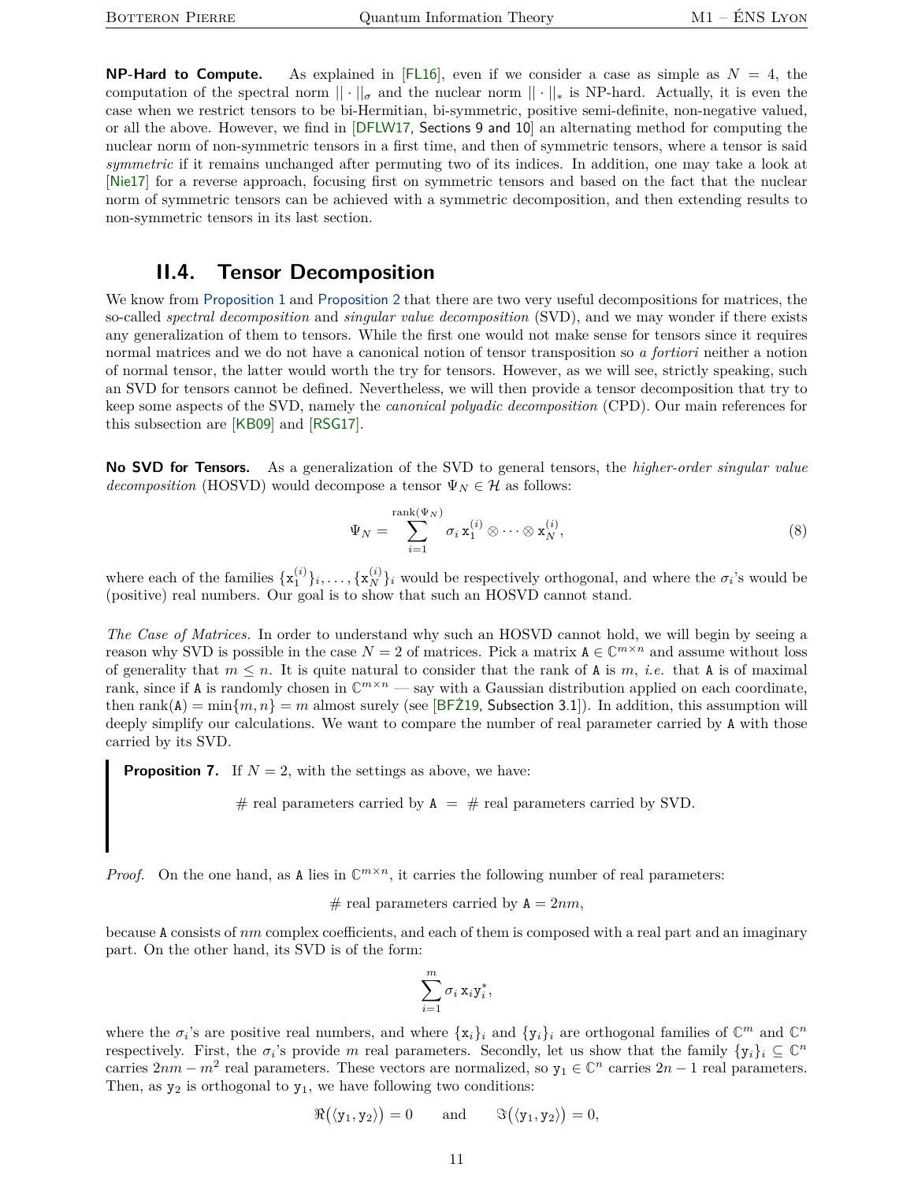**NP-Hard to Compute.** As explained in [FL16], even if we consider a case as simple as $N = 4$, the computation of the spectral norm $||\cdot||_\sigma$ and the nuclear norm $||\cdot||_*$ is NP-hard. Actually, it is even the case when we restrict tensors to be bi-Hermitian, bi-symmetric, positive semi-definite, non-negative valued, or all the above. However, we find in [DFLW17, Sections 9 and 10] an alternating method for computing the nuclear norm of non-symmetric tensors in a first time, and then of symmetric tensors, where a tensor is said *symmetric* if it remains unchanged after permuting two of its indices. In addition, one may take a look at [Nie17] for a reverse approach, focusing first on symmetric tensors and based on the fact that the nuclear norm of symmetric tensors can be achieved with a symmetric decomposition, and then extending results to non-symmetric tensors in its last section.

## II.4. Tensor Decomposition

We know from Proposition 1 and Proposition 2 that there are two very useful decompositions for matrices, the so-called *spectral decomposition* and *singular value decomposition* (SVD), and we may wonder if there exists any generalization of them to tensors. While the first one would not make sense for tensors since it requires normal matrices and we do not have a canonical notion of tensor transposition so *a fortiori* neither a notion of normal tensor, the latter would worth the try for tensors. However, as we will see, strictly speaking, such an SVD for tensors cannot be defined. Nevertheless, we will then provide a tensor decomposition that try to keep some aspects of the SVD, namely the *canonical polyadic decomposition* (CPD). Our main references for this subsection are [KB09] and [RSG17].

**No SVD for Tensors.** As a generalization of the SVD to general tensors, the *higher-order singular value decomposition* (HOSVD) would decompose a tensor $\Psi_N \in \mathcal{H}$ as follows:

$$\Psi_N = \sum_{i=1}^{\mathrm{rank}(\Psi_N)} \sigma_i \, \mathtt{x}_1^{(i)} \otimes \cdots \otimes \mathtt{x}_N^{(i)}, \tag{8}$$

where each of the families $\{\mathtt{x}_1^{(i)}\}_i, \dots, \{\mathtt{x}_N^{(i)}\}_i$ would be respectively orthogonal, and where the $\sigma_i$'s would be (positive) real numbers. Our goal is to show that such an HOSVD cannot stand.

*The Case of Matrices.* In order to understand why such an HOSVD cannot hold, we will begin by seeing a reason why SVD is possible in the case $N = 2$ of matrices. Pick a matrix $\mathtt{A} \in \mathbb{C}^{m\times n}$ and assume without loss of generality that $m \leq n$. It is quite natural to consider that the rank of $\mathtt{A}$ is $m$, *i.e.* that $\mathtt{A}$ is of maximal rank, since if $\mathtt{A}$ is randomly chosen in $\mathbb{C}^{m\times n}$ — say with a Gaussian distribution applied on each coordinate, then $\mathrm{rank}(\mathtt{A}) = \min\{m, n\} = m$ almost surely (see [BFŻ19, Subsection 3.1]). In addition, this assumption will deeply simplify our calculations. We want to compare the number of real parameter carried by $\mathtt{A}$ with those carried by its SVD.

> **Proposition 7.** If $N = 2$, with the settings as above, we have:
>
> $$\#\text{ real parameters carried by } \mathtt{A} \;=\; \#\text{ real parameters carried by SVD.}$$

*Proof.* On the one hand, as $\mathtt{A}$ lies in $\mathbb{C}^{m\times n}$, it carries the following number of real parameters:

$$\#\text{ real parameters carried by } \mathtt{A} = 2nm,$$

because $\mathtt{A}$ consists of $nm$ complex coefficients, and each of them is composed with a real part and an imaginary part. On the other hand, its SVD is of the form:

$$\sum_{i=1}^{m} \sigma_i \, \mathtt{x}_i \mathtt{y}_i^*,$$

where the $\sigma_i$'s are positive real numbers, and where $\{\mathtt{x}_i\}_i$ and $\{\mathtt{y}_i\}_i$ are orthogonal families of $\mathbb{C}^m$ and $\mathbb{C}^n$ respectively. First, the $\sigma_i$'s provide $m$ real parameters. Secondly, let us show that the family $\{\mathtt{y}_i\}_i \subseteq \mathbb{C}^n$ carries $2nm - m^2$ real parameters. These vectors are normalized, so $\mathtt{y}_1 \in \mathbb{C}^n$ carries $2n - 1$ real parameters. Then, as $\mathtt{y}_2$ is orthogonal to $\mathtt{y}_1$, we have following two conditions:

$$\Re\big(\langle \mathtt{y}_1, \mathtt{y}_2 \rangle\big) = 0 \qquad \text{and} \qquad \Im\big(\langle \mathtt{y}_1, \mathtt{y}_2 \rangle\big) = 0,$$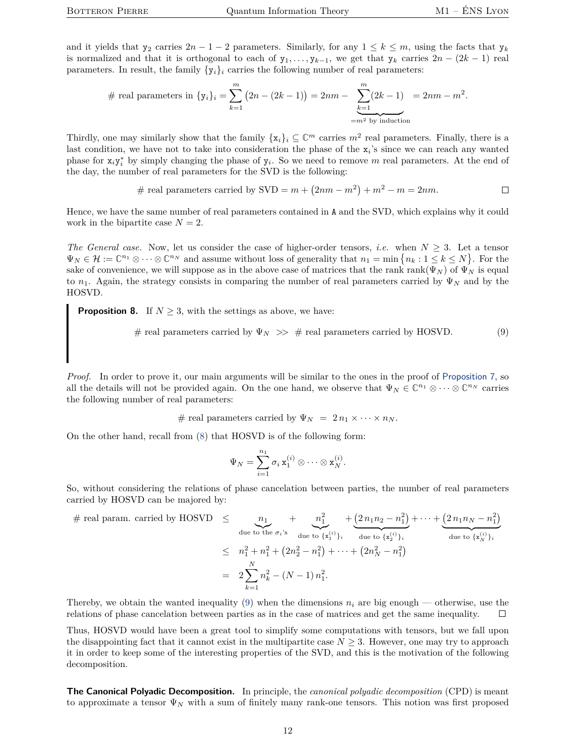and it yields that $\mathtt{y}_2$ carries $2n-1-2$ parameters. Similarly, for any $1 \leq k \leq m$, using the facts that $\mathtt{y}_k$ is normalized and that it is orthogonal to each of $\mathtt{y}_1, \ldots, \mathtt{y}_{k-1}$, we get that $\mathtt{y}_k$ carries $2n-(2k-1)$ real parameters. In result, the family $\{\mathtt{y}_i\}_i$ carries the following number of real parameters:

$$\text{\# real parameters in } \{\mathtt{y}_i\}_i = \sum_{k=1}^{m} \big(2n-(2k-1)\big) = 2nm - \underbrace{\sum_{k=1}^{m}(2k-1)}_{=m^2 \text{ by induction}} = 2nm - m^2.$$

Thirdly, one may similarly show that the family $\{\mathtt{x}_i\}_i \subseteq \mathbb{C}^m$ carries $m^2$ real parameters. Finally, there is a last condition, we have not to take into consideration the phase of the $\mathtt{x}_i$'s since we can reach any wanted phase for $\mathtt{x}_i\mathtt{y}_i^*$ by simply changing the phase of $\mathtt{y}_i$. So we need to remove $m$ real parameters. At the end of the day, the number of real parameters for the SVD is the following:

$$\text{\# real parameters carried by SVD} = m + \big(2nm - m^2\big) + m^2 - m = 2nm. \qquad \square$$

Hence, we have the same number of real parameters contained in $\mathtt{A}$ and the SVD, which explains why it could work in the bipartite case $N=2$.

*The General case.* Now, let us consider the case of higher-order tensors, *i.e.* when $N \geq 3$. Let a tensor $\Psi_N \in \mathcal{H} := \mathbb{C}^{n_1} \otimes \cdots \otimes \mathbb{C}^{n_N}$ and assume without loss of generality that $n_1 = \min\{n_k : 1 \leq k \leq N\}$. For the sake of convenience, we will suppose as in the above case of matrices that the rank $\operatorname{rank}(\Psi_N)$ of $\Psi_N$ is equal to $n_1$. Again, the strategy consists in comparing the number of real parameters carried by $\Psi_N$ and by the HOSVD.

**Proposition 8.** If $N \geq 3$, with the settings as above, we have:

$$\text{\# real parameters carried by } \Psi_N \;>>\; \text{\# real parameters carried by HOSVD.} \tag{9}$$

*Proof.* In order to prove it, our main arguments will be similar to the ones in the proof of Proposition 7, so all the details will not be provided again. On the one hand, we observe that $\Psi_N \in \mathbb{C}^{n_1} \otimes \cdots \otimes \mathbb{C}^{n_N}$ carries the following number of real parameters:

$$\text{\# real parameters carried by } \Psi_N \;=\; 2\, n_1 \times \cdots \times n_N.$$

On the other hand, recall from (8) that HOSVD is of the following form:

$$\Psi_N = \sum_{i=1}^{n_1} \sigma_i\, \mathtt{x}_1^{(i)} \otimes \cdots \otimes \mathtt{x}_N^{(i)}.$$

So, without considering the relations of phase cancelation between parties, the number of real parameters carried by HOSVD can be majored by:

$$\begin{aligned}
\text{\# real param. carried by HOSVD} \;&\leq\; \underbrace{n_1}_{\text{due to the } \sigma_i\text{'s}} + \underbrace{n_1^2}_{\text{due to } \{\mathtt{x}_1^{(i)}\}_i} + \underbrace{\big(2\,n_1 n_2 - n_1^2\big)}_{\text{due to } \{\mathtt{x}_2^{(i)}\}_i} + \cdots + \underbrace{\big(2\,n_1 n_N - n_1^2\big)}_{\text{due to } \{\mathtt{x}_N^{(i)}\}_i} \\
&\leq\; n_1^2 + n_1^2 + \big(2n_2^2 - n_1^2\big) + \cdots + \big(2n_N^2 - n_1^2\big) \\
&=\; 2\sum_{k=1}^{N} n_k^2 - (N-1)\, n_1^2.
\end{aligned}$$

Thereby, we obtain the wanted inequality (9) when the dimensions $n_i$ are big enough — otherwise, use the relations of phase cancelation between parties as in the case of matrices and get the same inequality. $\square$

Thus, HOSVD would have been a great tool to simplify some computations with tensors, but we fall upon the disappointing fact that it cannot exist in the multipartite case $N \geq 3$. However, one may try to approach it in order to keep some of the interesting properties of the SVD, and this is the motivation of the following decomposition.

**The Canonical Polyadic Decomposition.** In principle, the *canonical polyadic decomposition* (CPD) is meant to approximate a tensor $\Psi_N$ with a sum of finitely many rank-one tensors. This notion was first proposed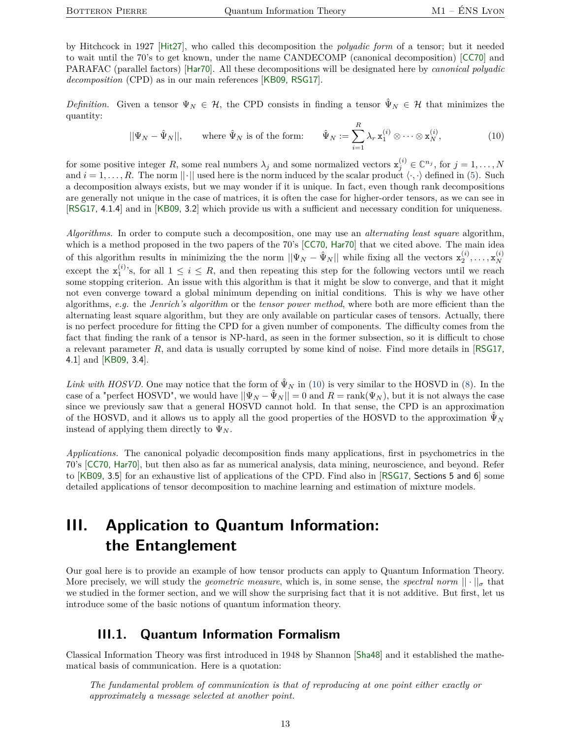by Hitchcock in 1927 [Hit27], who called this decomposition the *polyadic form* of a tensor; but it needed to wait until the 70's to get known, under the name CANDECOMP (canonical decomposition) [CC70] and PARAFAC (parallel factors) [Har70]. All these decompositions will be designated here by *canonical polyadic decomposition* (CPD) as in our main references [KB09, RSG17].

*Definition.* Given a tensor $\Psi_N \in \mathcal{H}$, the CPD consists in finding a tensor $\hat{\Psi}_N \in \mathcal{H}$ that minimizes the quantity:

$$||\Psi_N - \hat{\Psi}_N||, \qquad \text{where } \hat{\Psi}_N \text{ is of the form:} \qquad \hat{\Psi}_N := \sum_{i=1}^{R} \lambda_r \, \mathtt{x}_1^{(i)} \otimes \cdots \otimes \mathtt{x}_N^{(i)}, \tag{10}$$

for some positive integer $R$, some real numbers $\lambda_j$ and some normalized vectors $\mathtt{x}_j^{(i)} \in \mathbb{C}^{n_j}$, for $j = 1, \ldots, N$ and $i = 1, \ldots, R$. The norm $||\cdot||$ used here is the norm induced by the scalar product $\langle \cdot, \cdot \rangle$ defined in (5). Such a decomposition always exists, but we may wonder if it is unique. In fact, even though rank decompositions are generally not unique in the case of matrices, it is often the case for higher-order tensors, as we can see in [RSG17, 4.1.4] and in [KB09, 3.2] which provide us with a sufficient and necessary condition for uniqueness.

*Algorithms.* In order to compute such a decomposition, one may use an *alternating least square* algorithm, which is a method proposed in the two papers of the 70's [CC70, Har70] that we cited above. The main idea of this algorithm results in minimizing the the norm $||\Psi_N - \hat{\Psi}_N||$ while fixing all the vectors $\mathtt{x}_2^{(i)}, \ldots, \mathtt{x}_N^{(i)}$ except the $\mathtt{x}_1^{(i)}$'s, for all $1 \leq i \leq R$, and then repeating this step for the following vectors until we reach some stopping criterion. An issue with this algorithm is that it might be slow to converge, and that it might not even converge toward a global minimum depending on initial conditions. This is why we have other algorithms, *e.g.* the *Jenrich's algorithm* or the *tensor power method*, where both are more efficient than the alternating least square algorithm, but they are only available on particular cases of tensors. Actually, there is no perfect procedure for fitting the CPD for a given number of components. The difficulty comes from the fact that finding the rank of a tensor is NP-hard, as seen in the former subsection, so it is difficult to chose a relevant parameter $R$, and data is usually corrupted by some kind of noise. Find more details in [RSG17, 4.1] and [KB09, 3.4].

*Link with HOSVD.* One may notice that the form of $\hat{\Psi}_N$ in (10) is very similar to the HOSVD in (8). In the case of a "perfect HOSVD", we would have $||\Psi_N - \hat{\Psi}_N|| = 0$ and $R = \text{rank}(\Psi_N)$, but it is not always the case since we previously saw that a general HOSVD cannot hold. In that sense, the CPD is an approximation of the HOSVD, and it allows us to apply all the good properties of the HOSVD to the approximation $\hat{\Psi}_N$ instead of applying them directly to $\Psi_N$.

*Applications.* The canonical polyadic decomposition finds many applications, first in psychometrics in the 70's [CC70, Har70], but then also as far as numerical analysis, data mining, neuroscience, and beyond. Refer to [KB09, 3.5] for an exhaustive list of applications of the CPD. Find also in [RSG17, Sections 5 and 6] some detailed applications of tensor decomposition to machine learning and estimation of mixture models.

# III. Application to Quantum Information: the Entanglement

Our goal here is to provide an example of how tensor products can apply to Quantum Information Theory. More precisely, we will study the *geometric measure*, which is, in some sense, the *spectral norm* $||\cdot||_\sigma$ that we studied in the former section, and we will show the surprising fact that it is not additive. But first, let us introduce some of the basic notions of quantum information theory.

## III.1. Quantum Information Formalism

Classical Information Theory was first introduced in 1948 by Shannon [Sha48] and it established the mathematical basis of communication. Here is a quotation:

> *The fundamental problem of communication is that of reproducing at one point either exactly or approximately a message selected at another point.*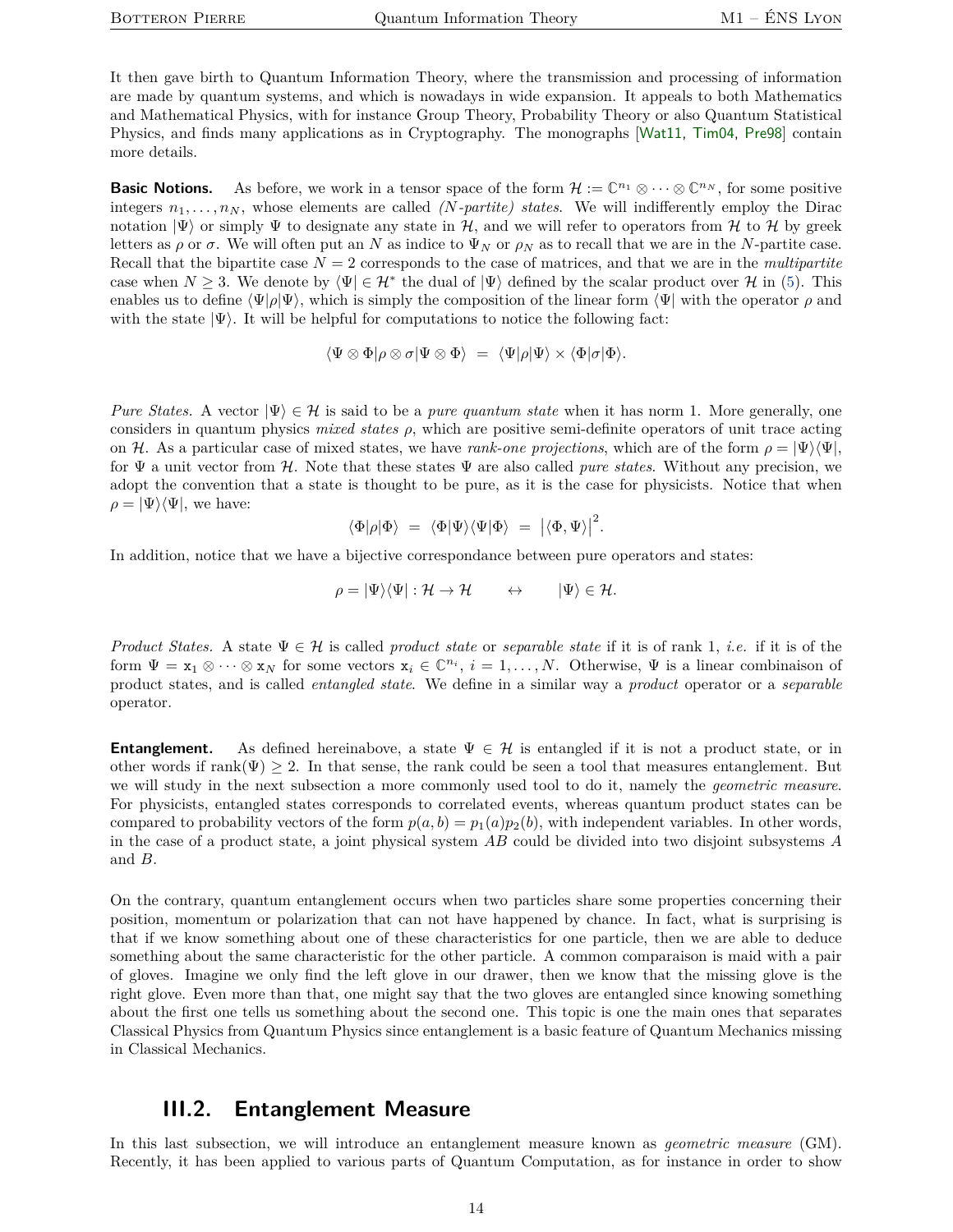It then gave birth to Quantum Information Theory, where the transmission and processing of information are made by quantum systems, and which is nowadays in wide expansion. It appeals to both Mathematics and Mathematical Physics, with for instance Group Theory, Probability Theory or also Quantum Statistical Physics, and finds many applications as in Cryptography. The monographs [Wat11, Tim04, Pre98] contain more details.

**Basic Notions.** As before, we work in a tensor space of the form $\mathcal{H} := \mathbb{C}^{n_1} \otimes \cdots \otimes \mathbb{C}^{n_N}$, for some positive integers $n_1, \ldots, n_N$, whose elements are called *(N-partite) states*. We will indifferently employ the Dirac notation $|\Psi\rangle$ or simply $\Psi$ to designate any state in $\mathcal{H}$, and we will refer to operators from $\mathcal{H}$ to $\mathcal{H}$ by greek letters as $\rho$ or $\sigma$. We will often put an $N$ as indice to $\Psi_N$ or $\rho_N$ as to recall that we are in the $N$-partite case. Recall that the bipartite case $N = 2$ corresponds to the case of matrices, and that we are in the *multipartite* case when $N \geq 3$. We denote by $\langle\Psi| \in \mathcal{H}^*$ the dual of $|\Psi\rangle$ defined by the scalar product over $\mathcal{H}$ in (5). This enables us to define $\langle\Psi|\rho|\Psi\rangle$, which is simply the composition of the linear form $\langle\Psi|$ with the operator $\rho$ and with the state $|\Psi\rangle$. It will be helpful for computations to notice the following fact:

$$\langle\Psi \otimes \Phi|\rho \otimes \sigma|\Psi \otimes \Phi\rangle \;=\; \langle\Psi|\rho|\Psi\rangle \times \langle\Phi|\sigma|\Phi\rangle.$$

*Pure States.* A vector $|\Psi\rangle \in \mathcal{H}$ is said to be a *pure quantum state* when it has norm 1. More generally, one considers in quantum physics *mixed states* $\rho$, which are positive semi-definite operators of unit trace acting on $\mathcal{H}$. As a particular case of mixed states, we have *rank-one projections*, which are of the form $\rho = |\Psi\rangle\langle\Psi|$, for $\Psi$ a unit vector from $\mathcal{H}$. Note that these states $\Psi$ are also called *pure states*. Without any precision, we adopt the convention that a state is thought to be pure, as it is the case for physicists. Notice that when $\rho = |\Psi\rangle\langle\Psi|$, we have:

$$\langle\Phi|\rho|\Phi\rangle \;=\; \langle\Phi|\Psi\rangle\langle\Psi|\Phi\rangle \;=\; \left|\langle\Phi, \Psi\rangle\right|^2.$$

In addition, notice that we have a bijective correspondance between pure operators and states:

$$\rho = |\Psi\rangle\langle\Psi| : \mathcal{H} \to \mathcal{H} \qquad \leftrightarrow \qquad |\Psi\rangle \in \mathcal{H}.$$

*Product States.* A state $\Psi \in \mathcal{H}$ is called *product state* or *separable state* if it is of rank 1, *i.e.* if it is of the form $\Psi = \mathtt{x}_1 \otimes \cdots \otimes \mathtt{x}_N$ for some vectors $\mathtt{x}_i \in \mathbb{C}^{n_i}$, $i = 1, \ldots, N$. Otherwise, $\Psi$ is a linear combinaison of product states, and is called *entangled state*. We define in a similar way a *product* operator or a *separable* operator.

**Entanglement.** As defined hereinabove, a state $\Psi \in \mathcal{H}$ is entangled if it is not a product state, or in other words if $\mathrm{rank}(\Psi) \geq 2$. In that sense, the rank could be seen a tool that measures entanglement. But we will study in the next subsection a more commonly used tool to do it, namely the *geometric measure*. For physicists, entangled states corresponds to correlated events, whereas quantum product states can be compared to probability vectors of the form $p(a, b) = p_1(a)p_2(b)$, with independent variables. In other words, in the case of a product state, a joint physical system $AB$ could be divided into two disjoint subsystems $A$ and $B$.

On the contrary, quantum entanglement occurs when two particles share some properties concerning their position, momentum or polarization that can not have happened by chance. In fact, what is surprising is that if we know something about one of these characteristics for one particle, then we are able to deduce something about the same characteristic for the other particle. A common comparaison is maid with a pair of gloves. Imagine we only find the left glove in our drawer, then we know that the missing glove is the right glove. Even more than that, one might say that the two gloves are entangled since knowing something about the first one tells us something about the second one. This topic is one the main ones that separates Classical Physics from Quantum Physics since entanglement is a basic feature of Quantum Mechanics missing in Classical Mechanics.

## III.2. Entanglement Measure

In this last subsection, we will introduce an entanglement measure known as *geometric measure* (GM). Recently, it has been applied to various parts of Quantum Computation, as for instance in order to show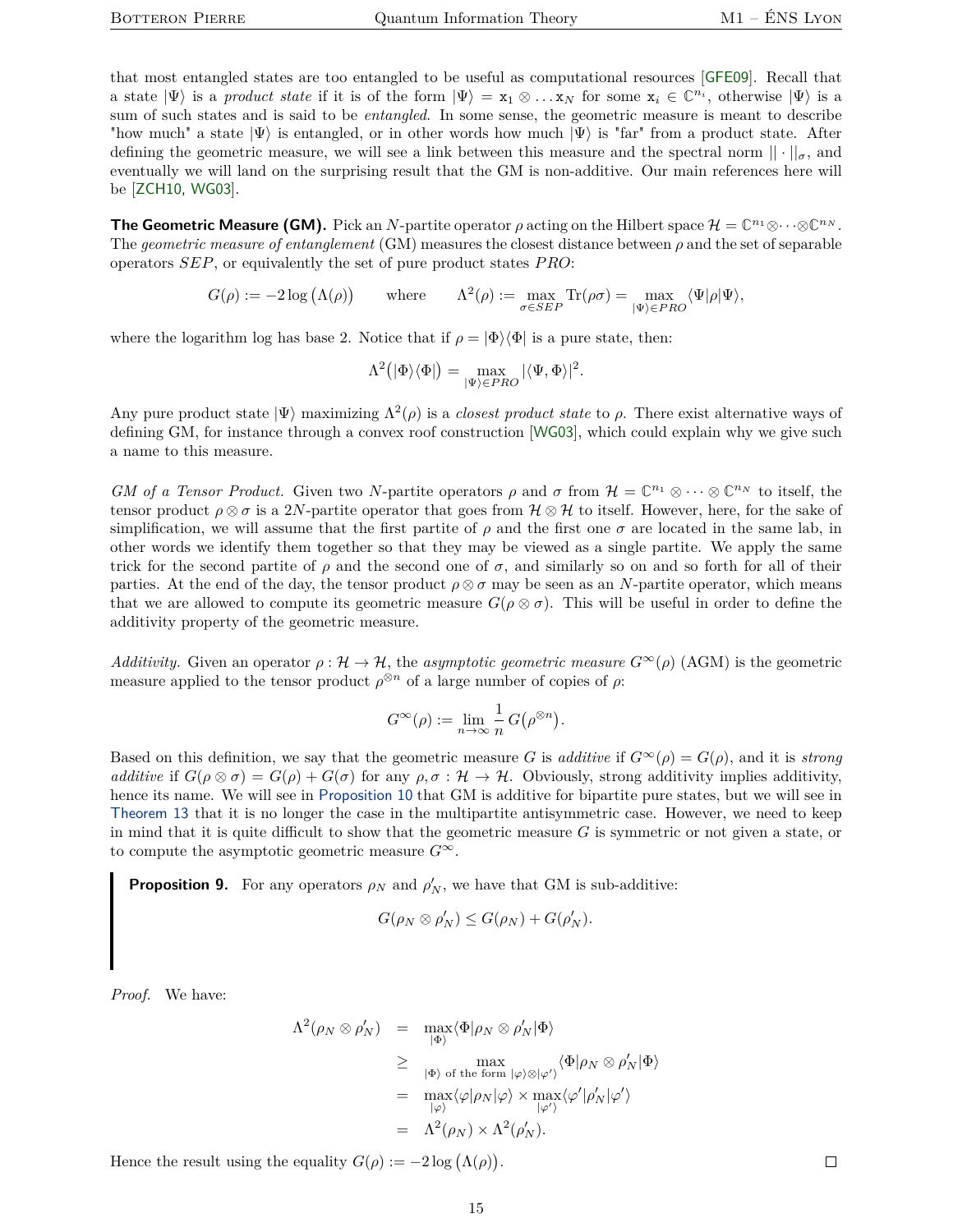that most entangled states are too entangled to be useful as computational resources [GFE09]. Recall that a state $|\Psi\rangle$ is a *product state* if it is of the form $|\Psi\rangle = \mathtt{x}_1 \otimes \ldots \mathtt{x}_N$ for some $\mathtt{x}_i \in \mathbb{C}^{n_i}$, otherwise $|\Psi\rangle$ is a sum of such states and is said to be *entangled*. In some sense, the geometric measure is meant to describe "how much" a state $|\Psi\rangle$ is entangled, or in other words how much $|\Psi\rangle$ is "far" from a product state. After defining the geometric measure, we will see a link between this measure and the spectral norm $||\cdot||_\sigma$, and eventually we will land on the surprising result that the GM is non-additive. Our main references here will be [ZCH10, WG03].

**The Geometric Measure (GM).** Pick an $N$-partite operator $\rho$ acting on the Hilbert space $\mathcal{H} = \mathbb{C}^{n_1} \otimes \cdots \otimes \mathbb{C}^{n_N}$. The *geometric measure of entanglement* (GM) measures the closest distance between $\rho$ and the set of separable operators $SEP$, or equivalently the set of pure product states $PRO$:

$$G(\rho) := -2\log\big(\Lambda(\rho)\big) \qquad \text{where} \qquad \Lambda^2(\rho) := \max_{\sigma \in SEP} \operatorname{Tr}(\rho\sigma) = \max_{|\Psi\rangle \in PRO} \langle \Psi|\rho|\Psi\rangle,$$

where the logarithm log has base 2. Notice that if $\rho = |\Phi\rangle\langle\Phi|$ is a pure state, then:

$$\Lambda^2\big(|\Phi\rangle\langle\Phi|\big) = \max_{|\Psi\rangle \in PRO} |\langle \Psi, \Phi\rangle|^2.$$

Any pure product state $|\Psi\rangle$ maximizing $\Lambda^2(\rho)$ is a *closest product state* to $\rho$. There exist alternative ways of defining GM, for instance through a convex roof construction [WG03], which could explain why we give such a name to this measure.

*GM of a Tensor Product.* Given two $N$-partite operators $\rho$ and $\sigma$ from $\mathcal{H} = \mathbb{C}^{n_1} \otimes \cdots \otimes \mathbb{C}^{n_N}$ to itself, the tensor product $\rho \otimes \sigma$ is a $2N$-partite operator that goes from $\mathcal{H} \otimes \mathcal{H}$ to itself. However, here, for the sake of simplification, we will assume that the first partite of $\rho$ and the first one $\sigma$ are located in the same lab, in other words we identify them together so that they may be viewed as a single partite. We apply the same trick for the second partite of $\rho$ and the second one of $\sigma$, and similarly so on and so forth for all of their parties. At the end of the day, the tensor product $\rho \otimes \sigma$ may be seen as an $N$-partite operator, which means that we are allowed to compute its geometric measure $G(\rho \otimes \sigma)$. This will be useful in order to define the additivity property of the geometric measure.

*Additivity.* Given an operator $\rho : \mathcal{H} \to \mathcal{H}$, the *asymptotic geometric measure* $G^\infty(\rho)$ (AGM) is the geometric measure applied to the tensor product $\rho^{\otimes n}$ of a large number of copies of $\rho$:

$$G^\infty(\rho) := \lim_{n\to\infty} \frac{1}{n}\, G\big(\rho^{\otimes n}\big).$$

Based on this definition, we say that the geometric measure $G$ is *additive* if $G^\infty(\rho) = G(\rho)$, and it is *strong additive* if $G(\rho \otimes \sigma) = G(\rho) + G(\sigma)$ for any $\rho, \sigma : \mathcal{H} \to \mathcal{H}$. Obviously, strong additivity implies additivity, hence its name. We will see in Proposition 10 that GM is additive for bipartite pure states, but we will see in Theorem 13 that it is no longer the case in the multipartite antisymmetric case. However, we need to keep in mind that it is quite difficult to show that the geometric measure $G$ is symmetric or not given a state, or to compute the asymptotic geometric measure $G^\infty$.

> **Proposition 9.** For any operators $\rho_N$ and $\rho'_N$, we have that GM is sub-additive:
>
> $$G(\rho_N \otimes \rho'_N) \leq G(\rho_N) + G(\rho'_N).$$

*Proof.* We have:

$$\begin{aligned}
\Lambda^2(\rho_N \otimes \rho'_N) &= \max_{|\Phi\rangle} \langle \Phi|\rho_N \otimes \rho'_N|\Phi\rangle \\
&\geq \max_{|\Phi\rangle \text{ of the form } |\varphi\rangle \otimes |\varphi'\rangle} \langle \Phi|\rho_N \otimes \rho'_N|\Phi\rangle \\
&= \max_{|\varphi\rangle} \langle \varphi|\rho_N|\varphi\rangle \times \max_{|\varphi'\rangle} \langle \varphi'|\rho'_N|\varphi'\rangle \\
&= \Lambda^2(\rho_N) \times \Lambda^2(\rho'_N).
\end{aligned}$$

Hence the result using the equality $G(\rho) := -2\log\big(\Lambda(\rho)\big)$. $\square$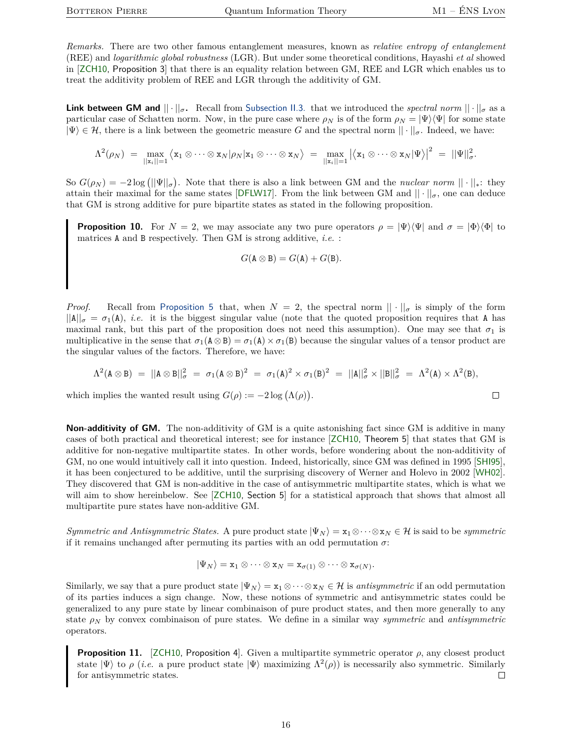*Remarks.* There are two other famous entanglement measures, known as *relative entropy of entanglement* (REE) and *logarithmic global robustness* (LGR). But under some theoretical conditions, Hayashi *et al* showed in [ZCH10, Proposition 3] that there is an equality relation between GM, REE and LGR which enables us to treat the additivity problem of REE and LGR through the additivity of GM.

**Link between GM and $||\cdot||_\sigma$.** Recall from Subsection II.3. that we introduced the *spectral norm* $||\cdot||_\sigma$ as a particular case of Schatten norm. Now, in the pure case where $\rho_N$ is of the form $\rho_N = |\Psi\rangle\langle\Psi|$ for some state $|\Psi\rangle \in \mathcal{H}$, there is a link between the geometric measure $G$ and the spectral norm $||\cdot||_\sigma$. Indeed, we have:

$$\Lambda^2(\rho_N) \;=\; \max_{||\mathtt{x}_i||=1} \left\langle \mathtt{x}_1 \otimes \cdots \otimes \mathtt{x}_N | \rho_N | \mathtt{x}_1 \otimes \cdots \otimes \mathtt{x}_N \right\rangle \;=\; \max_{||\mathtt{x}_i||=1} \left|\left\langle \mathtt{x}_1 \otimes \cdots \otimes \mathtt{x}_N | \Psi \right\rangle\right|^2 \;=\; ||\Psi||_\sigma^2.$$

So $G(\rho_N) = -2\log\big(||\Psi||_\sigma\big)$. Note that there is also a link between GM and the *nuclear norm* $||\cdot||_*$: they attain their maximal for the same states [DFLW17]. From the link between GM and $||\cdot||_\sigma$, one can deduce that GM is strong additive for pure bipartite states as stated in the following proposition.

> **Proposition 10.** For $N = 2$, we may associate any two pure operators $\rho = |\Psi\rangle\langle\Psi|$ and $\sigma = |\Phi\rangle\langle\Phi|$ to matrices $\mathtt{A}$ and $\mathtt{B}$ respectively. Then GM is strong additive, *i.e.* :
>
> $$G(\mathtt{A} \otimes \mathtt{B}) = G(\mathtt{A}) + G(\mathtt{B}).$$

*Proof.* Recall from Proposition 5 that, when $N = 2$, the spectral norm $||\cdot||_\sigma$ is simply of the form $||\mathtt{A}||_\sigma = \sigma_1(\mathtt{A})$, *i.e.* it is the biggest singular value (note that the quoted proposition requires that $\mathtt{A}$ has maximal rank, but this part of the proposition does not need this assumption). One may see that $\sigma_1$ is multiplicative in the sense that $\sigma_1(\mathtt{A}\otimes\mathtt{B}) = \sigma_1(\mathtt{A}) \times \sigma_1(\mathtt{B})$ because the singular values of a tensor product are the singular values of the factors. Therefore, we have:

$$\Lambda^2(\mathtt{A}\otimes\mathtt{B}) \;=\; ||\mathtt{A}\otimes\mathtt{B}||_\sigma^2 \;=\; \sigma_1(\mathtt{A}\otimes\mathtt{B})^2 \;=\; \sigma_1(\mathtt{A})^2 \times \sigma_1(\mathtt{B})^2 \;=\; ||\mathtt{A}||_\sigma^2 \times ||\mathtt{B}||_\sigma^2 \;=\; \Lambda^2(\mathtt{A}) \times \Lambda^2(\mathtt{B}),$$

which implies the wanted result using $G(\rho) := -2\log\big(\Lambda(\rho)\big)$. □

**Non-additivity of GM.** The non-additivity of GM is a quite astonishing fact since GM is additive in many cases of both practical and theoretical interest; see for instance [ZCH10, Theorem 5] that states that GM is additive for non-negative multipartite states. In other words, before wondering about the non-additivity of GM, no one would intuitively call it into question. Indeed, historically, since GM was defined in 1995 [SHI95], it has been conjectured to be additive, until the surprising discovery of Werner and Holevo in 2002 [WH02]. They discovered that GM is non-additive in the case of antisymmetric multipartite states, which is what we will aim to show hereinbelow. See [ZCH10, Section 5] for a statistical approach that shows that almost all multipartite pure states have non-additive GM.

*Symmetric and Antisymmetric States.* A pure product state $|\Psi_N\rangle = \mathtt{x}_1 \otimes \cdots \otimes \mathtt{x}_N \in \mathcal{H}$ is said to be *symmetric* if it remains unchanged after permuting its parties with an odd permutation $\sigma$:

$$|\Psi_N\rangle = \mathtt{x}_1 \otimes \cdots \otimes \mathtt{x}_N = \mathtt{x}_{\sigma(1)} \otimes \cdots \otimes \mathtt{x}_{\sigma(N)}.$$

Similarly, we say that a pure product state $|\Psi_N\rangle = \mathtt{x}_1 \otimes \cdots \otimes \mathtt{x}_N \in \mathcal{H}$ is *antisymmetric* if an odd permutation of its parties induces a sign change. Now, these notions of symmetric and antisymmetric states could be generalized to any pure state by linear combinaison of pure product states, and then more generally to any state $\rho_N$ by convex combinaison of pure states. We define in a similar way *symmetric* and *antisymmetric* operators.

> **Proposition 11.** [ZCH10, Proposition 4]. Given a multipartite symmetric operator $\rho$, any closest product state $|\Psi\rangle$ to $\rho$ (*i.e.* a pure product state $|\Psi\rangle$ maximizing $\Lambda^2(\rho)$) is necessarily also symmetric. Similarly for antisymmetric states. □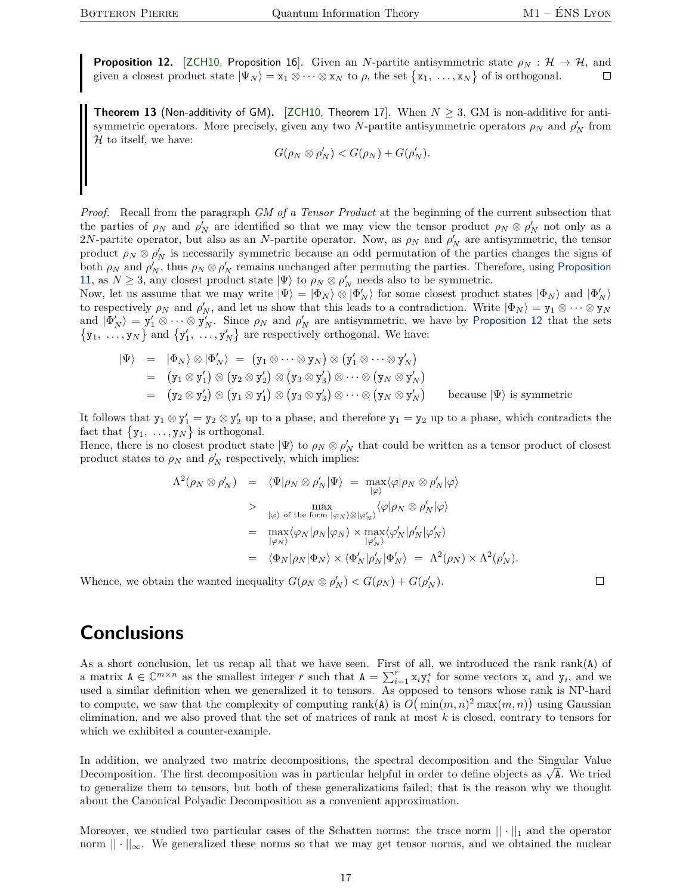**Proposition 12.** [ZCH10, Proposition 16]. Given an $N$-partite antisymmetric state $\rho_N : \mathcal{H} \to \mathcal{H}$, and given a closest product state $|\Psi_N\rangle = \mathtt{x}_1 \otimes \cdots \otimes \mathtt{x}_N$ to $\rho$, the set $\{\mathtt{x}_1, \ldots, \mathtt{x}_N\}$ of is orthogonal. □

**Theorem 13** (Non-additivity of GM)**.** [ZCH10, Theorem 17]. When $N \geq 3$, GM is non-additive for antisymmetric operators. More precisely, given any two $N$-partite antisymmetric operators $\rho_N$ and $\rho'_N$ from $\mathcal{H}$ to itself, we have:

$$G(\rho_N \otimes \rho'_N) < G(\rho_N) + G(\rho'_N).$$

*Proof.* Recall from the paragraph *GM of a Tensor Product* at the beginning of the current subsection that the parties of $\rho_N$ and $\rho'_N$ are identified so that we may view the tensor product $\rho_N \otimes \rho'_N$ not only as a $2N$-partite operator, but also as an $N$-partite operator. Now, as $\rho_N$ and $\rho'_N$ are antisymmetric, the tensor product $\rho_N \otimes \rho'_N$ is necessarily symmetric because an odd permutation of the parties changes the signs of both $\rho_N$ and $\rho'_N$, thus $\rho_N \otimes \rho'_N$ remains unchanged after permuting the parties. Therefore, using Proposition 11, as $N \geq 3$, any closest product state $|\Psi\rangle$ to $\rho_N \otimes \rho'_N$ needs also to be symmetric.
Now, let us assume that we may write $|\Psi\rangle = |\Phi_N\rangle \otimes |\Phi'_N\rangle$ for some closest product states $|\Phi_N\rangle$ and $|\Phi'_N\rangle$ to respectively $\rho_N$ and $\rho'_N$, and let us show that this leads to a contradiction. Write $|\Phi_N\rangle = \mathtt{y}_1 \otimes \cdots \otimes \mathtt{y}_N$ and $|\Phi'_N\rangle = \mathtt{y}'_1 \otimes \cdots \otimes \mathtt{y}'_N$. Since $\rho_N$ and $\rho'_N$ are antisymmetric, we have by Proposition 12 that the sets $\{\mathtt{y}_1, \ldots, \mathtt{y}_N\}$ and $\{\mathtt{y}'_1, \ldots, \mathtt{y}'_N\}$ are respectively orthogonal. We have:

$$\begin{aligned}
|\Psi\rangle &= |\Phi_N\rangle \otimes |\Phi'_N\rangle = \big(\mathtt{y}_1 \otimes \cdots \otimes \mathtt{y}_N\big) \otimes \big(\mathtt{y}'_1 \otimes \cdots \otimes \mathtt{y}'_N\big) \\
&= \big(\mathtt{y}_1 \otimes \mathtt{y}'_1\big) \otimes \big(\mathtt{y}_2 \otimes \mathtt{y}'_2\big) \otimes \big(\mathtt{y}_3 \otimes \mathtt{y}'_3\big) \otimes \cdots \otimes \big(\mathtt{y}_N \otimes \mathtt{y}'_N\big) \\
&= \big(\mathtt{y}_2 \otimes \mathtt{y}'_2\big) \otimes \big(\mathtt{y}_1 \otimes \mathtt{y}'_1\big) \otimes \big(\mathtt{y}_3 \otimes \mathtt{y}'_3\big) \otimes \cdots \otimes \big(\mathtt{y}_N \otimes \mathtt{y}'_N\big) \qquad \text{because } |\Psi\rangle \text{ is symmetric}
\end{aligned}$$

It follows that $\mathtt{y}_1 \otimes \mathtt{y}'_1 = \mathtt{y}_2 \otimes \mathtt{y}'_2$ up to a phase, and therefore $\mathtt{y}_1 = \mathtt{y}_2$ up to a phase, which contradicts the fact that $\{\mathtt{y}_1, \ldots, \mathtt{y}_N\}$ is orthogonal.
Hence, there is no closest product state $|\Psi\rangle$ to $\rho_N \otimes \rho'_N$ that could be written as a tensor product of closest product states to $\rho_N$ and $\rho'_N$ respectively, which implies:

$$\begin{aligned}
\Lambda^2(\rho_N \otimes \rho'_N) &= \langle \Psi | \rho_N \otimes \rho'_N | \Psi \rangle = \max_{|\varphi\rangle} \langle \varphi | \rho_N \otimes \rho'_N | \varphi \rangle \\
&> \max_{|\varphi\rangle \text{ of the form } |\varphi_N\rangle \otimes |\varphi'_N\rangle} \langle \varphi | \rho_N \otimes \rho'_N | \varphi \rangle \\
&= \max_{|\varphi_N\rangle} \langle \varphi_N | \rho_N | \varphi_N \rangle \times \max_{|\varphi'_N\rangle} \langle \varphi'_N | \rho'_N | \varphi'_N \rangle \\
&= \langle \Phi_N | \rho_N | \Phi_N \rangle \times \langle \Phi'_N | \rho'_N | \Phi'_N \rangle = \Lambda^2(\rho_N) \times \Lambda^2(\rho'_N).
\end{aligned}$$

Whence, we obtain the wanted inequality $G(\rho_N \otimes \rho'_N) < G(\rho_N) + G(\rho'_N)$. □

# Conclusions

As a short conclusion, let us recap all that we have seen. First of all, we introduced the rank $\mathrm{rank}(\mathtt{A})$ of a matrix $\mathtt{A} \in \mathbb{C}^{m \times n}$ as the smallest integer $r$ such that $\mathtt{A} = \sum_{i=1}^{r} \mathtt{x}_i \mathtt{y}_i^*$ for some vectors $\mathtt{x}_i$ and $\mathtt{y}_i$, and we used a similar definition when we generalized it to tensors. As opposed to tensors whose rank is NP-hard to compute, we saw that the complexity of computing $\mathrm{rank}(\mathtt{A})$ is $O\big(\min(m,n)^2 \max(m,n)\big)$ using Gaussian elimination, and we also proved that the set of matrices of rank at most $k$ is closed, contrary to tensors for which we exhibited a counter-example.

In addition, we analyzed two matrix decompositions, the spectral decomposition and the Singular Value Decomposition. The first decomposition was in particular helpful in order to define objects as $\sqrt{\mathtt{A}}$. We tried to generalize them to tensors, but both of these generalizations failed; that is the reason why we thought about the Canonical Polyadic Decomposition as a convenient approximation.

Moreover, we studied two particular cases of the Schatten norms: the trace norm $||\cdot||_1$ and the operator norm $||\cdot||_\infty$. We generalized these norms so that we may get tensor norms, and we obtained the nuclear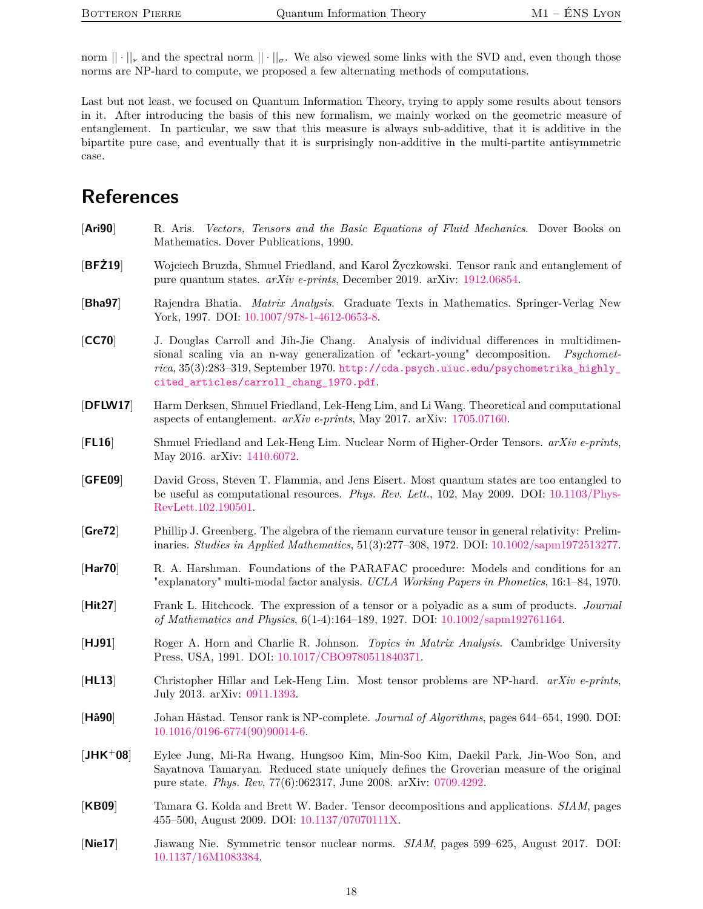norm $||\cdot||_*$ and the spectral norm $||\cdot||_\sigma$. We also viewed some links with the SVD and, even though those norms are NP-hard to compute, we proposed a few alternating methods of computations.

Last but not least, we focused on Quantum Information Theory, trying to apply some results about tensors in it. After introducing the basis of this new formalism, we mainly worked on the geometric measure of entanglement. In particular, we saw that this measure is always sub-additive, that it is additive in the bipartite pure case, and eventually that it is surprisingly non-additive in the multi-partite antisymmetric case.

# References

[**Ari90**] R. Aris. *Vectors, Tensors and the Basic Equations of Fluid Mechanics*. Dover Books on Mathematics. Dover Publications, 1990.

[**BFŻ19**] Wojciech Bruzda, Shmuel Friedland, and Karol Życzkowski. Tensor rank and entanglement of pure quantum states. *arXiv e-prints*, December 2019. arXiv: 1912.06854.

[**Bha97**] Rajendra Bhatia. *Matrix Analysis*. Graduate Texts in Mathematics. Springer-Verlag New York, 1997. DOI: 10.1007/978-1-4612-0653-8.

[**CC70**] J. Douglas Carroll and Jih-Jie Chang. Analysis of individual differences in multidimensional scaling via an n-way generalization of "eckart-young" decomposition. *Psychometrika*, 35(3):283–319, September 1970. http://cda.psych.uiuc.edu/psychometrika_highly_cited_articles/carroll_chang_1970.pdf.

[**DFLW17**] Harm Derksen, Shmuel Friedland, Lek-Heng Lim, and Li Wang. Theoretical and computational aspects of entanglement. *arXiv e-prints*, May 2017. arXiv: 1705.07160.

[**FL16**] Shmuel Friedland and Lek-Heng Lim. Nuclear Norm of Higher-Order Tensors. *arXiv e-prints*, May 2016. arXiv: 1410.6072.

[**GFE09**] David Gross, Steven T. Flammia, and Jens Eisert. Most quantum states are too entangled to be useful as computational resources. *Phys. Rev. Lett.*, 102, May 2009. DOI: 10.1103/PhysRevLett.102.190501.

[**Gre72**] Phillip J. Greenberg. The algebra of the riemann curvature tensor in general relativity: Preliminaries. *Studies in Applied Mathematics*, 51(3):277–308, 1972. DOI: 10.1002/sapm1972513277.

[**Har70**] R. A. Harshman. Foundations of the PARAFAC procedure: Models and conditions for an "explanatory" multi-modal factor analysis. *UCLA Working Papers in Phonetics*, 16:1–84, 1970.

[**Hit27**] Frank L. Hitchcock. The expression of a tensor or a polyadic as a sum of products. *Journal of Mathematics and Physics*, 6(1-4):164–189, 1927. DOI: 10.1002/sapm192761164.

[**HJ91**] Roger A. Horn and Charlie R. Johnson. *Topics in Matrix Analysis*. Cambridge University Press, USA, 1991. DOI: 10.1017/CBO9780511840371.

[**HL13**] Christopher Hillar and Lek-Heng Lim. Most tensor problems are NP-hard. *arXiv e-prints*, July 2013. arXiv: 0911.1393.

[**Hå90**] Johan Håstad. Tensor rank is NP-complete. *Journal of Algorithms*, pages 644–654, 1990. DOI: 10.1016/0196-6774(90)90014-6.

[**JHK+08**] Eylee Jung, Mi-Ra Hwang, Hungsoo Kim, Min-Soo Kim, Daekil Park, Jin-Woo Son, and Sayatnova Tamaryan. Reduced state uniquely defines the Groverian measure of the original pure state. *Phys. Rev*, 77(6):062317, June 2008. arXiv: 0709.4292.

[**KB09**] Tamara G. Kolda and Brett W. Bader. Tensor decompositions and applications. *SIAM*, pages 455–500, August 2009. DOI: 10.1137/07070111X.

[**Nie17**] Jiawang Nie. Symmetric tensor nuclear norms. *SIAM*, pages 599–625, August 2017. DOI: 10.1137/16M1083384.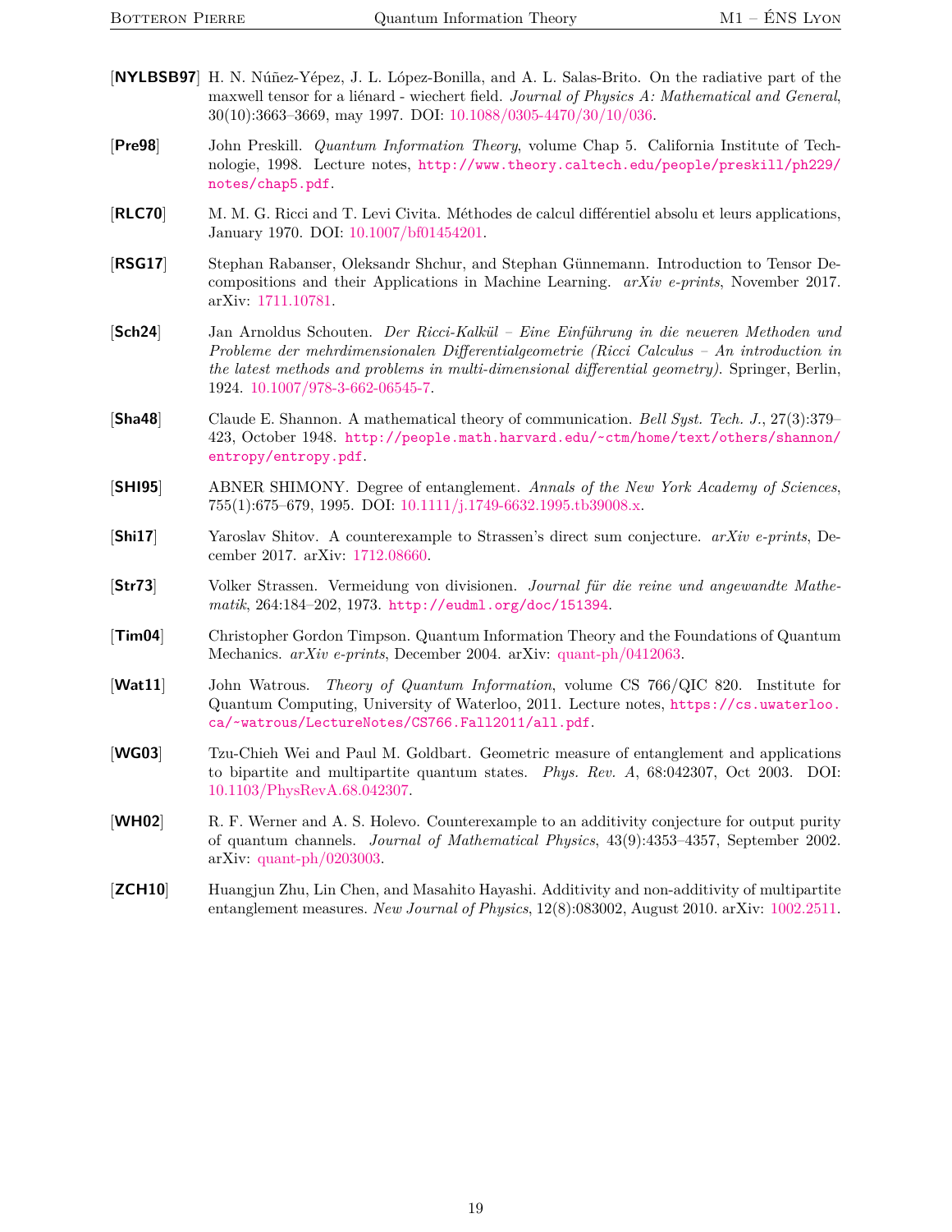[**NYLBSB97**] H. N. Núñez-Yépez, J. L. López-Bonilla, and A. L. Salas-Brito. On the radiative part of the maxwell tensor for a liénard - wiechert field. *Journal of Physics A: Mathematical and General*, 30(10):3663–3669, may 1997. DOI: 10.1088/0305-4470/30/10/036.

[**Pre98**] John Preskill. *Quantum Information Theory*, volume Chap 5. California Institute of Technologie, 1998. Lecture notes, `http://www.theory.caltech.edu/people/preskill/ph229/notes/chap5.pdf`.

[**RLC70**] M. M. G. Ricci and T. Levi Civita. Méthodes de calcul différentiel absolu et leurs applications, January 1970. DOI: 10.1007/bf01454201.

[**RSG17**] Stephan Rabanser, Oleksandr Shchur, and Stephan Günnemann. Introduction to Tensor Decompositions and their Applications in Machine Learning. *arXiv e-prints*, November 2017. arXiv: 1711.10781.

[**Sch24**] Jan Arnoldus Schouten. *Der Ricci-Kalkül – Eine Einführung in die neueren Methoden und Probleme der mehrdimensionalen Differentialgeometrie (Ricci Calculus – An introduction in the latest methods and problems in multi-dimensional differential geometry)*. Springer, Berlin, 1924. 10.1007/978-3-662-06545-7.

[**Sha48**] Claude E. Shannon. A mathematical theory of communication. *Bell Syst. Tech. J.*, 27(3):379–423, October 1948. `http://people.math.harvard.edu/~ctm/home/text/others/shannon/entropy/entropy.pdf`.

[**SHI95**] ABNER SHIMONY. Degree of entanglement. *Annals of the New York Academy of Sciences*, 755(1):675–679, 1995. DOI: 10.1111/j.1749-6632.1995.tb39008.x.

[**Shi17**] Yaroslav Shitov. A counterexample to Strassen's direct sum conjecture. *arXiv e-prints*, December 2017. arXiv: 1712.08660.

[**Str73**] Volker Strassen. Vermeidung von divisionen. *Journal für die reine und angewandte Mathematik*, 264:184–202, 1973. `http://eudml.org/doc/151394`.

[**Tim04**] Christopher Gordon Timpson. Quantum Information Theory and the Foundations of Quantum Mechanics. *arXiv e-prints*, December 2004. arXiv: quant-ph/0412063.

[**Wat11**] John Watrous. *Theory of Quantum Information*, volume CS 766/QIC 820. Institute for Quantum Computing, University of Waterloo, 2011. Lecture notes, `https://cs.uwaterloo.ca/~watrous/LectureNotes/CS766.Fall2011/all.pdf`.

[**WG03**] Tzu-Chieh Wei and Paul M. Goldbart. Geometric measure of entanglement and applications to bipartite and multipartite quantum states. *Phys. Rev. A*, 68:042307, Oct 2003. DOI: 10.1103/PhysRevA.68.042307.

[**WH02**] R. F. Werner and A. S. Holevo. Counterexample to an additivity conjecture for output purity of quantum channels. *Journal of Mathematical Physics*, 43(9):4353–4357, September 2002. arXiv: quant-ph/0203003.

[**ZCH10**] Huangjun Zhu, Lin Chen, and Masahito Hayashi. Additivity and non-additivity of multipartite entanglement measures. *New Journal of Physics*, 12(8):083002, August 2010. arXiv: 1002.2511.